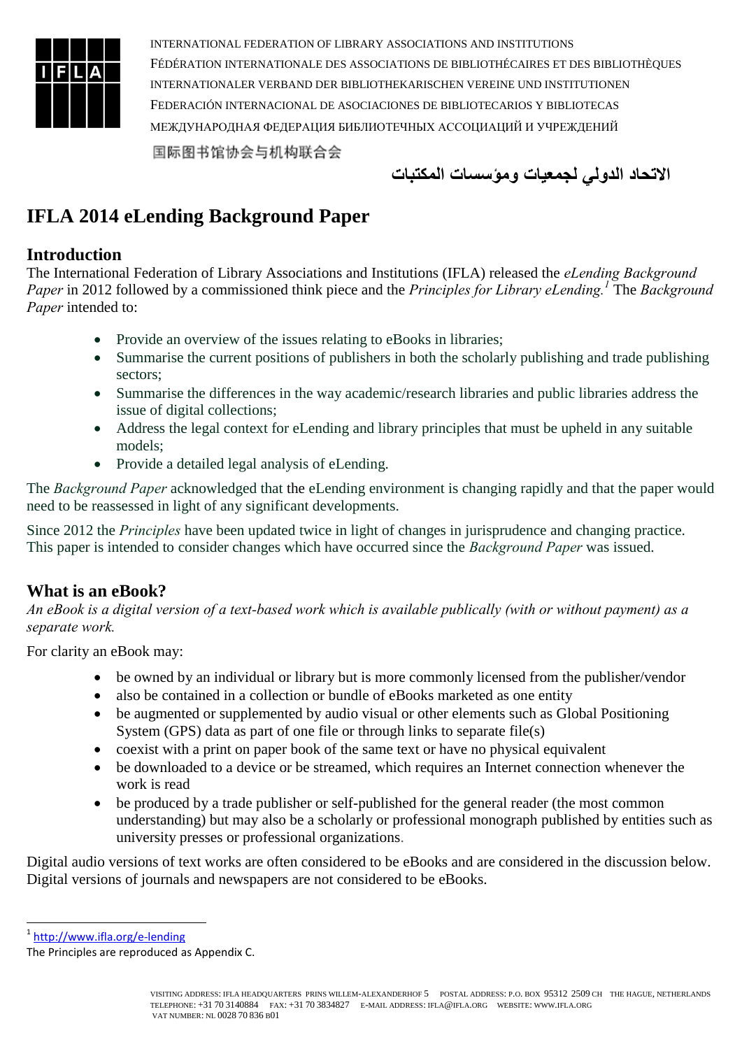INTERNATIONAL FEDERATION OF LIBRARY ASSOCIATIONS AND INSTITUTIONS
FÉDÉRATION INTERNATIONALE DES ASSOCIATIONS DE BIBLIOTHÉCAIRES ET DES BIBLIOTHÈQUES
INTERNATIONALER VERBAND DER BIBLIOTHEKARISCHEN VEREINE UND INSTITUTIONEN
FEDERACIÓN INTERNACIONAL DE ASOCIACIONES DE BIBLIOTECARIOS Y BIBLIOTECAS
МЕЖДУНАРОДНАЯ ФЕДЕРАЦИЯ БИБЛИОТЕЧНЫХ АССОЦИАЦИЙ И УЧРЕЖДЕНИЙ
国际图书馆协会与机构联合会
الاتحاد الدولي لجمعيات ومؤسسات المكتبات

# IFLA 2014 eLending Background Paper

## Introduction

The International Federation of Library Associations and Institutions (IFLA) released the *eLending Background Paper* in 2012 followed by a commissioned think piece and the *Principles for Library eLending.*[1] The *Background Paper* intended to:

- Provide an overview of the issues relating to eBooks in libraries;
- Summarise the current positions of publishers in both the scholarly publishing and trade publishing sectors;
- Summarise the differences in the way academic/research libraries and public libraries address the issue of digital collections;
- Address the legal context for eLending and library principles that must be upheld in any suitable models;
- Provide a detailed legal analysis of eLending.

The *Background Paper* acknowledged that the eLending environment is changing rapidly and that the paper would need to be reassessed in light of any significant developments.

Since 2012 the *Principles* have been updated twice in light of changes in jurisprudence and changing practice. This paper is intended to consider changes which have occurred since the *Background Paper* was issued.

## What is an eBook?

*An eBook is a digital version of a text-based work which is available publically (with or without payment) as a separate work.*

For clarity an eBook may:

- be owned by an individual or library but is more commonly licensed from the publisher/vendor
- also be contained in a collection or bundle of eBooks marketed as one entity
- be augmented or supplemented by audio visual or other elements such as Global Positioning System (GPS) data as part of one file or through links to separate file(s)
- coexist with a print on paper book of the same text or have no physical equivalent
- be downloaded to a device or be streamed, which requires an Internet connection whenever the work is read
- be produced by a trade publisher or self-published for the general reader (the most common understanding) but may also be a scholarly or professional monograph published by entities such as university presses or professional organizations.

Digital audio versions of text works are often considered to be eBooks and are considered in the discussion below. Digital versions of journals and newspapers are not considered to be eBooks.

[1] http://www.ifla.org/e-lending
The Principles are reproduced as Appendix C.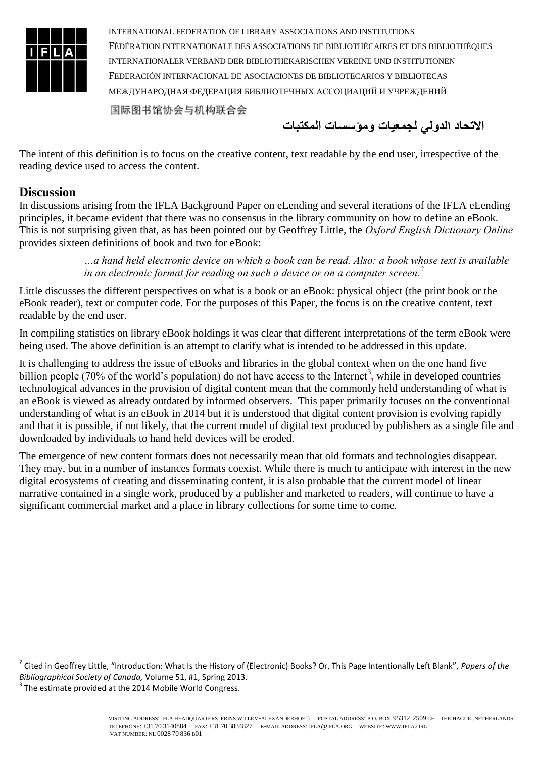The intent of this definition is to focus on the creative content, text readable by the end user, irrespective of the reading device used to access the content.

## Discussion

In discussions arising from the IFLA Background Paper on eLending and several iterations of the IFLA eLending principles, it became evident that there was no consensus in the library community on how to define an eBook. This is not surprising given that, as has been pointed out by Geoffrey Little, the *Oxford English Dictionary Online* provides sixteen definitions of book and two for eBook:

> *…a hand held electronic device on which a book can be read. Also: a book whose text is available in an electronic format for reading on such a device or on a computer screen.*[2]

Little discusses the different perspectives on what is a book or an eBook: physical object (the print book or the eBook reader), text or computer code. For the purposes of this Paper, the focus is on the creative content, text readable by the end user.

In compiling statistics on library eBook holdings it was clear that different interpretations of the term eBook were being used. The above definition is an attempt to clarify what is intended to be addressed in this update.

It is challenging to address the issue of eBooks and libraries in the global context when on the one hand five billion people (70% of the world's population) do not have access to the Internet[3], while in developed countries technological advances in the provision of digital content mean that the commonly held understanding of what is an eBook is viewed as already outdated by informed observers. This paper primarily focuses on the conventional understanding of what is an eBook in 2014 but it is understood that digital content provision is evolving rapidly and that it is possible, if not likely, that the current model of digital text produced by publishers as a single file and downloaded by individuals to hand held devices will be eroded.

The emergence of new content formats does not necessarily mean that old formats and technologies disappear. They may, but in a number of instances formats coexist. While there is much to anticipate with interest in the new digital ecosystems of creating and disseminating content, it is also probable that the current model of linear narrative contained in a single work, produced by a publisher and marketed to readers, will continue to have a significant commercial market and a place in library collections for some time to come.

---

[2] Cited in Geoffrey Little, "Introduction: What Is the History of (Electronic) Books? Or, This Page Intentionally Left Blank", *Papers of the Bibliographical Society of Canada,* Volume 51, #1, Spring 2013.

[3] The estimate provided at the 2014 Mobile World Congress.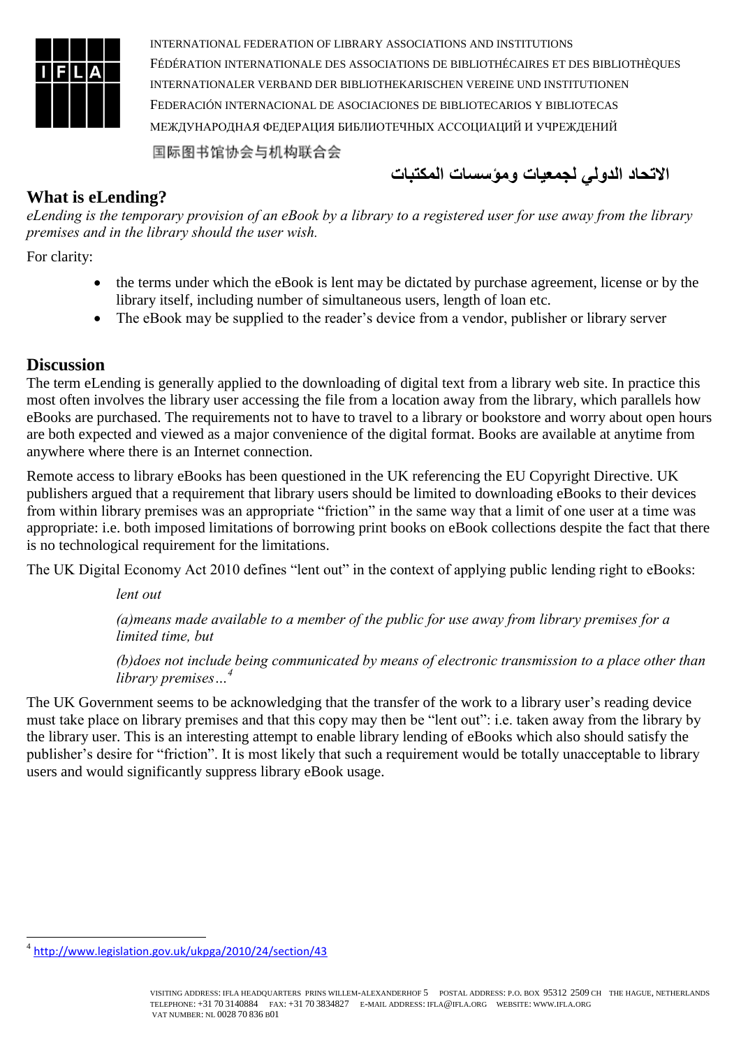## What is eLending?

*eLending is the temporary provision of an eBook by a library to a registered user for use away from the library premises and in the library should the user wish.*

For clarity:

- the terms under which the eBook is lent may be dictated by purchase agreement, license or by the library itself, including number of simultaneous users, length of loan etc.
- The eBook may be supplied to the reader's device from a vendor, publisher or library server

## Discussion

The term eLending is generally applied to the downloading of digital text from a library web site. In practice this most often involves the library user accessing the file from a location away from the library, which parallels how eBooks are purchased. The requirements not to have to travel to a library or bookstore and worry about open hours are both expected and viewed as a major convenience of the digital format. Books are available at anytime from anywhere where there is an Internet connection.

Remote access to library eBooks has been questioned in the UK referencing the EU Copyright Directive. UK publishers argued that a requirement that library users should be limited to downloading eBooks to their devices from within library premises was an appropriate "friction" in the same way that a limit of one user at a time was appropriate: i.e. both imposed limitations of borrowing print books on eBook collections despite the fact that there is no technological requirement for the limitations.

The UK Digital Economy Act 2010 defines "lent out" in the context of applying public lending right to eBooks:

> *lent out*
>
> *(a)means made available to a member of the public for use away from library premises for a limited time, but*
>
> *(b)does not include being communicated by means of electronic transmission to a place other than library premises…*[4]

The UK Government seems to be acknowledging that the transfer of the work to a library user's reading device must take place on library premises and that this copy may then be "lent out": i.e. taken away from the library by the library user. This is an interesting attempt to enable library lending of eBooks which also should satisfy the publisher's desire for "friction". It is most likely that such a requirement would be totally unacceptable to library users and would significantly suppress library eBook usage.

[4] http://www.legislation.gov.uk/ukpga/2010/24/section/43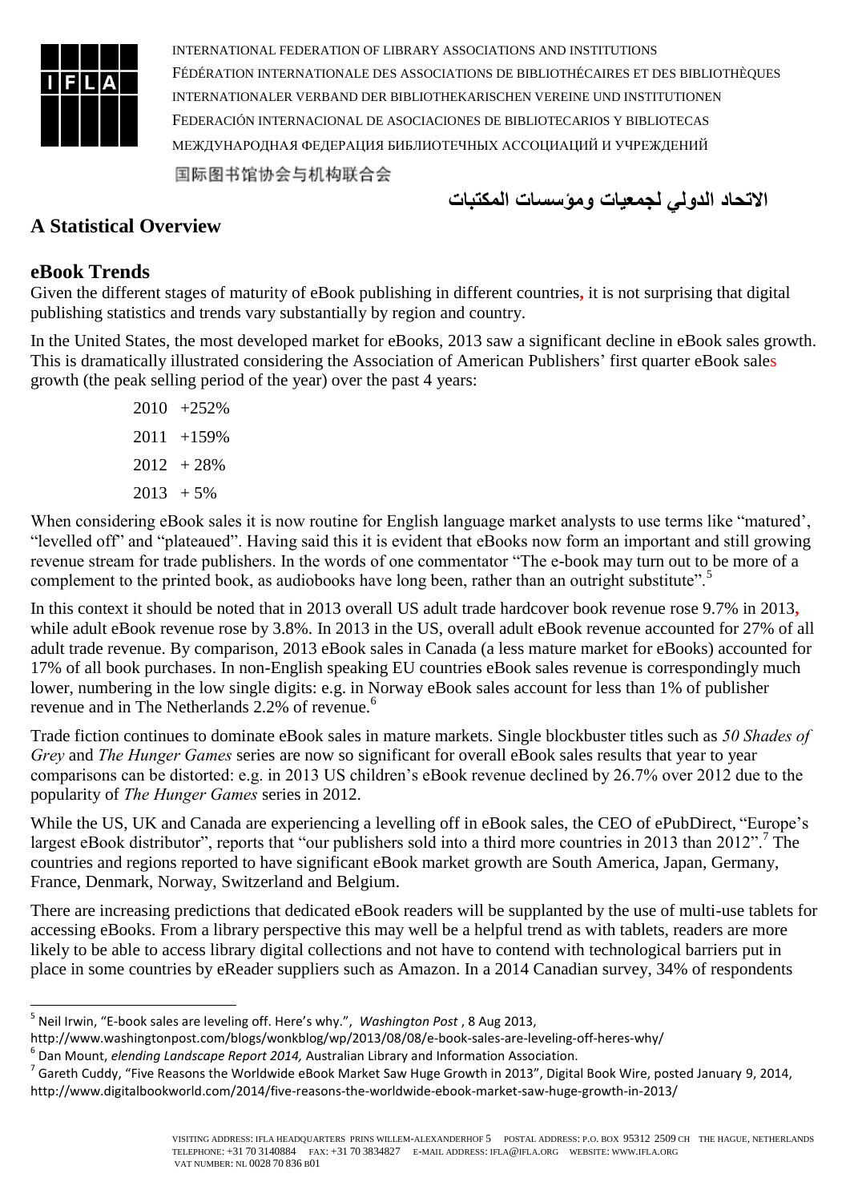## A Statistical Overview

### eBook Trends

Given the different stages of maturity of eBook publishing in different countries, it is not surprising that digital publishing statistics and trends vary substantially by region and country.

In the United States, the most developed market for eBooks, 2013 saw a significant decline in eBook sales growth. This is dramatically illustrated considering the Association of American Publishers' first quarter eBook sales growth (the peak selling period of the year) over the past 4 years:

2010 +252%

2011 +159%

2012 + 28%

2013 + 5%

When considering eBook sales it is now routine for English language market analysts to use terms like "matured', "levelled off" and "plateaued". Having said this it is evident that eBooks now form an important and still growing revenue stream for trade publishers. In the words of one commentator "The e-book may turn out to be more of a complement to the printed book, as audiobooks have long been, rather than an outright substitute".[5]

In this context it should be noted that in 2013 overall US adult trade hardcover book revenue rose 9.7% in 2013, while adult eBook revenue rose by 3.8%. In 2013 in the US, overall adult eBook revenue accounted for 27% of all adult trade revenue. By comparison, 2013 eBook sales in Canada (a less mature market for eBooks) accounted for 17% of all book purchases. In non-English speaking EU countries eBook sales revenue is correspondingly much lower, numbering in the low single digits: e.g. in Norway eBook sales account for less than 1% of publisher revenue and in The Netherlands 2.2% of revenue.[6]

Trade fiction continues to dominate eBook sales in mature markets. Single blockbuster titles such as *50 Shades of Grey* and *The Hunger Games* series are now so significant for overall eBook sales results that year to year comparisons can be distorted: e.g. in 2013 US children's eBook revenue declined by 26.7% over 2012 due to the popularity of *The Hunger Games* series in 2012.

While the US, UK and Canada are experiencing a levelling off in eBook sales, the CEO of ePubDirect, "Europe's largest eBook distributor", reports that "our publishers sold into a third more countries in 2013 than 2012".[7] The countries and regions reported to have significant eBook market growth are South America, Japan, Germany, France, Denmark, Norway, Switzerland and Belgium.

There are increasing predictions that dedicated eBook readers will be supplanted by the use of multi-use tablets for accessing eBooks. From a library perspective this may well be a helpful trend as with tablets, readers are more likely to be able to access library digital collections and not have to contend with technological barriers put in place in some countries by eReader suppliers such as Amazon. In a 2014 Canadian survey, 34% of respondents

---

[5] Neil Irwin, "E-book sales are leveling off. Here's why.", *Washington Post* , 8 Aug 2013, http://www.washingtonpost.com/blogs/wonkblog/wp/2013/08/08/e-book-sales-are-leveling-off-heres-why/

[6] Dan Mount, *elending Landscape Report 2014,* Australian Library and Information Association.

[7] Gareth Cuddy, "Five Reasons the Worldwide eBook Market Saw Huge Growth in 2013", Digital Book Wire, posted January 9, 2014, http://www.digitalbookworld.com/2014/five-reasons-the-worldwide-ebook-market-saw-huge-growth-in-2013/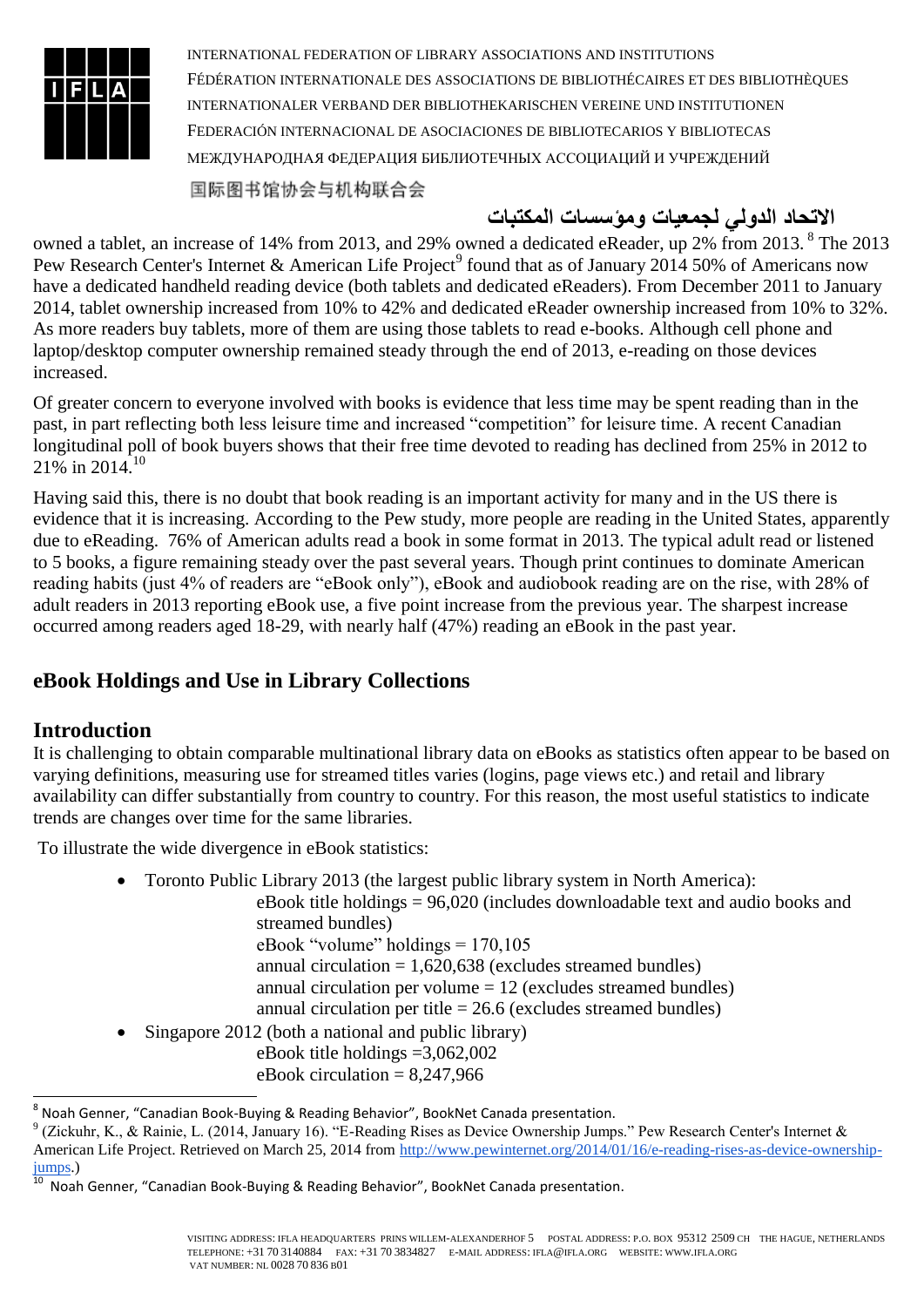owned a tablet, an increase of 14% from 2013, and 29% owned a dedicated eReader, up 2% from 2013. [8] The 2013 Pew Research Center's Internet & American Life Project[9] found that as of January 2014 50% of Americans now have a dedicated handheld reading device (both tablets and dedicated eReaders). From December 2011 to January 2014, tablet ownership increased from 10% to 42% and dedicated eReader ownership increased from 10% to 32%. As more readers buy tablets, more of them are using those tablets to read e-books. Although cell phone and laptop/desktop computer ownership remained steady through the end of 2013, e-reading on those devices increased.

Of greater concern to everyone involved with books is evidence that less time may be spent reading than in the past, in part reflecting both less leisure time and increased "competition" for leisure time. A recent Canadian longitudinal poll of book buyers shows that their free time devoted to reading has declined from 25% in 2012 to 21% in 2014.[10]

Having said this, there is no doubt that book reading is an important activity for many and in the US there is evidence that it is increasing. According to the Pew study, more people are reading in the United States, apparently due to eReading. 76% of American adults read a book in some format in 2013. The typical adult read or listened to 5 books, a figure remaining steady over the past several years. Though print continues to dominate American reading habits (just 4% of readers are "eBook only"), eBook and audiobook reading are on the rise, with 28% of adult readers in 2013 reporting eBook use, a five point increase from the previous year. The sharpest increase occurred among readers aged 18-29, with nearly half (47%) reading an eBook in the past year.

## eBook Holdings and Use in Library Collections

## Introduction

It is challenging to obtain comparable multinational library data on eBooks as statistics often appear to be based on varying definitions, measuring use for streamed titles varies (logins, page views etc.) and retail and library availability can differ substantially from country to country. For this reason, the most useful statistics to indicate trends are changes over time for the same libraries.

To illustrate the wide divergence in eBook statistics:

- Toronto Public Library 2013 (the largest public library system in North America):
  eBook title holdings = 96,020 (includes downloadable text and audio books and streamed bundles)
  eBook "volume" holdings = 170,105
  annual circulation = 1,620,638 (excludes streamed bundles)
  annual circulation per volume = 12 (excludes streamed bundles)
  annual circulation per title = 26.6 (excludes streamed bundles)
- Singapore 2012 (both a national and public library)
  eBook title holdings =3,062,002
  eBook circulation = 8,247,966

---

[8] Noah Genner, "Canadian Book-Buying & Reading Behavior", BookNet Canada presentation.

[9] (Zickuhr, K., & Rainie, L. (2014, January 16). "E-Reading Rises as Device Ownership Jumps." Pew Research Center's Internet & American Life Project. Retrieved on March 25, 2014 from http://www.pewinternet.org/2014/01/16/e-reading-rises-as-device-ownership-jumps.)

[10] Noah Genner, "Canadian Book-Buying & Reading Behavior", BookNet Canada presentation.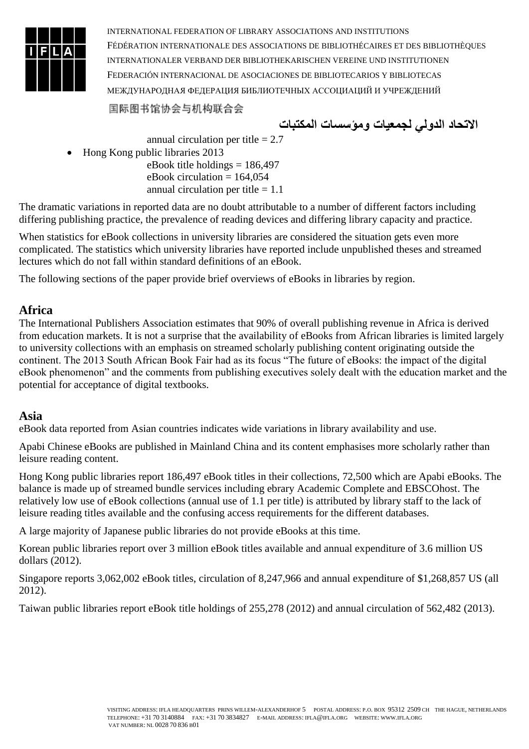annual circulation per title = 2.7

- Hong Kong public libraries 2013
  - eBook title holdings = 186,497
  - eBook circulation = 164,054
  - annual circulation per title = 1.1

The dramatic variations in reported data are no doubt attributable to a number of different factors including differing publishing practice, the prevalence of reading devices and differing library capacity and practice.

When statistics for eBook collections in university libraries are considered the situation gets even more complicated. The statistics which university libraries have reported include unpublished theses and streamed lectures which do not fall within standard definitions of an eBook.

The following sections of the paper provide brief overviews of eBooks in libraries by region.

## Africa

The International Publishers Association estimates that 90% of overall publishing revenue in Africa is derived from education markets. It is not a surprise that the availability of eBooks from African libraries is limited largely to university collections with an emphasis on streamed scholarly publishing content originating outside the continent. The 2013 South African Book Fair had as its focus "The future of eBooks: the impact of the digital eBook phenomenon" and the comments from publishing executives solely dealt with the education market and the potential for acceptance of digital textbooks.

## Asia

eBook data reported from Asian countries indicates wide variations in library availability and use.

Apabi Chinese eBooks are published in Mainland China and its content emphasises more scholarly rather than leisure reading content.

Hong Kong public libraries report 186,497 eBook titles in their collections, 72,500 which are Apabi eBooks. The balance is made up of streamed bundle services including ebrary Academic Complete and EBSCOhost. The relatively low use of eBook collections (annual use of 1.1 per title) is attributed by library staff to the lack of leisure reading titles available and the confusing access requirements for the different databases.

A large majority of Japanese public libraries do not provide eBooks at this time.

Korean public libraries report over 3 million eBook titles available and annual expenditure of 3.6 million US dollars (2012).

Singapore reports 3,062,002 eBook titles, circulation of 8,247,966 and annual expenditure of $1,268,857 US (all 2012).

Taiwan public libraries report eBook title holdings of 255,278 (2012) and annual circulation of 562,482 (2013).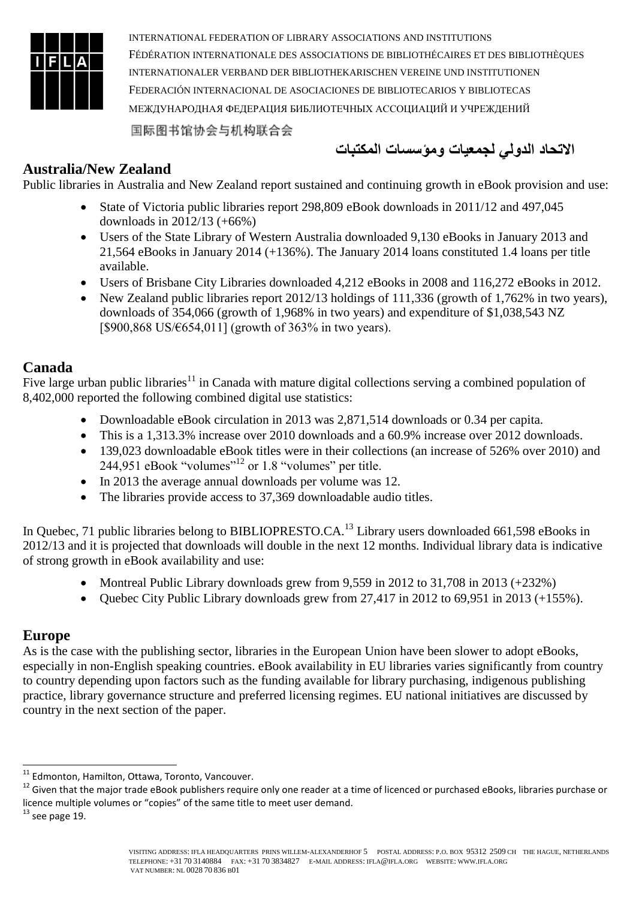## Australia/New Zealand

Public libraries in Australia and New Zealand report sustained and continuing growth in eBook provision and use:

- State of Victoria public libraries report 298,809 eBook downloads in 2011/12 and 497,045 downloads in 2012/13 (+66%)
- Users of the State Library of Western Australia downloaded 9,130 eBooks in January 2013 and 21,564 eBooks in January 2014 (+136%). The January 2014 loans constituted 1.4 loans per title available.
- Users of Brisbane City Libraries downloaded 4,212 eBooks in 2008 and 116,272 eBooks in 2012.
- New Zealand public libraries report 2012/13 holdings of 111,336 (growth of 1,762% in two years), downloads of 354,066 (growth of 1,968% in two years) and expenditure of $1,038,543 NZ [$900,868 US/€654,011] (growth of 363% in two years).

## Canada

Five large urban public libraries[11] in Canada with mature digital collections serving a combined population of 8,402,000 reported the following combined digital use statistics:

- Downloadable eBook circulation in 2013 was 2,871,514 downloads or 0.34 per capita.
- This is a 1,313.3% increase over 2010 downloads and a 60.9% increase over 2012 downloads.
- 139,023 downloadable eBook titles were in their collections (an increase of 526% over 2010) and 244,951 eBook "volumes"[12] or 1.8 "volumes" per title.
- In 2013 the average annual downloads per volume was 12.
- The libraries provide access to 37,369 downloadable audio titles.

In Quebec, 71 public libraries belong to BIBLIOPRESTO.CA.[13] Library users downloaded 661,598 eBooks in 2012/13 and it is projected that downloads will double in the next 12 months. Individual library data is indicative of strong growth in eBook availability and use:

- Montreal Public Library downloads grew from 9,559 in 2012 to 31,708 in 2013 (+232%)
- Quebec City Public Library downloads grew from 27,417 in 2012 to 69,951 in 2013 (+155%).

## Europe

As is the case with the publishing sector, libraries in the European Union have been slower to adopt eBooks, especially in non-English speaking countries. eBook availability in EU libraries varies significantly from country to country depending upon factors such as the funding available for library purchasing, indigenous publishing practice, library governance structure and preferred licensing regimes. EU national initiatives are discussed by country in the next section of the paper.

---

[11] Edmonton, Hamilton, Ottawa, Toronto, Vancouver.

[12] Given that the major trade eBook publishers require only one reader at a time of licenced or purchased eBooks, libraries purchase or licence multiple volumes or "copies" of the same title to meet user demand.

[13] see page 19.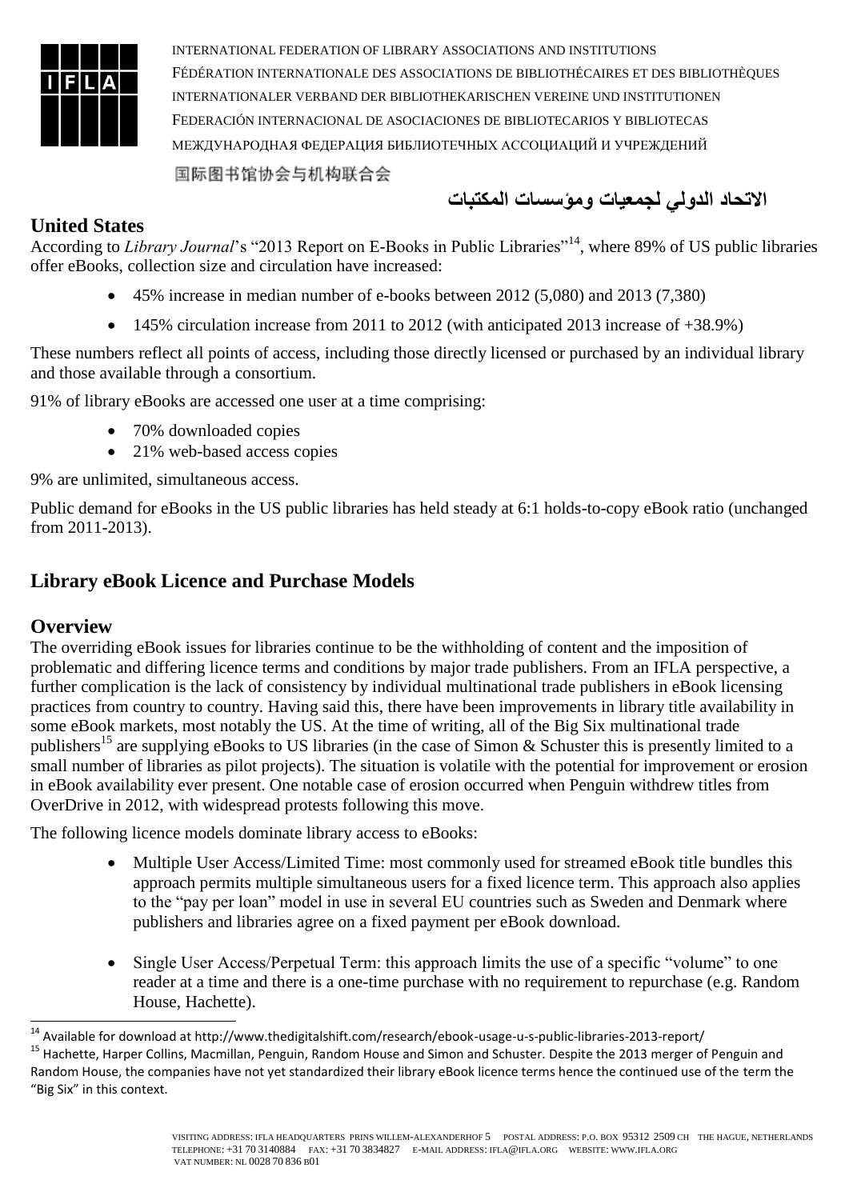## United States

According to *Library Journal*'s "2013 Report on E-Books in Public Libraries"[14], where 89% of US public libraries offer eBooks, collection size and circulation have increased:

- 45% increase in median number of e-books between 2012 (5,080) and 2013 (7,380)
- 145% circulation increase from 2011 to 2012 (with anticipated 2013 increase of +38.9%)

These numbers reflect all points of access, including those directly licensed or purchased by an individual library and those available through a consortium.

91% of library eBooks are accessed one user at a time comprising:

- 70% downloaded copies
- 21% web-based access copies

9% are unlimited, simultaneous access.

Public demand for eBooks in the US public libraries has held steady at 6:1 holds-to-copy eBook ratio (unchanged from 2011-2013).

## Library eBook Licence and Purchase Models

## Overview

The overriding eBook issues for libraries continue to be the withholding of content and the imposition of problematic and differing licence terms and conditions by major trade publishers. From an IFLA perspective, a further complication is the lack of consistency by individual multinational trade publishers in eBook licensing practices from country to country. Having said this, there have been improvements in library title availability in some eBook markets, most notably the US. At the time of writing, all of the Big Six multinational trade publishers[15] are supplying eBooks to US libraries (in the case of Simon & Schuster this is presently limited to a small number of libraries as pilot projects). The situation is volatile with the potential for improvement or erosion in eBook availability ever present. One notable case of erosion occurred when Penguin withdrew titles from OverDrive in 2012, with widespread protests following this move.

The following licence models dominate library access to eBooks:

- Multiple User Access/Limited Time: most commonly used for streamed eBook title bundles this approach permits multiple simultaneous users for a fixed licence term. This approach also applies to the "pay per loan" model in use in several EU countries such as Sweden and Denmark where publishers and libraries agree on a fixed payment per eBook download.
- Single User Access/Perpetual Term: this approach limits the use of a specific "volume" to one reader at a time and there is a one-time purchase with no requirement to repurchase (e.g. Random House, Hachette).

---

[14] Available for download at http://www.thedigitalshift.com/research/ebook-usage-u-s-public-libraries-2013-report/

[15] Hachette, Harper Collins, Macmillan, Penguin, Random House and Simon and Schuster. Despite the 2013 merger of Penguin and Random House, the companies have not yet standardized their library eBook licence terms hence the continued use of the term the "Big Six" in this context.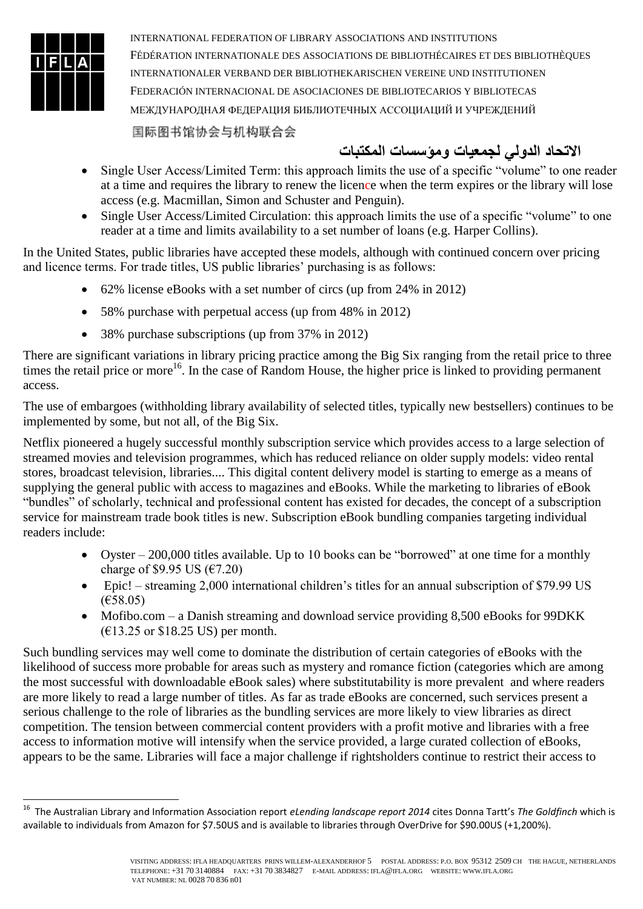- Single User Access/Limited Term: this approach limits the use of a specific "volume" to one reader at a time and requires the library to renew the licence when the term expires or the library will lose access (e.g. Macmillan, Simon and Schuster and Penguin).
- Single User Access/Limited Circulation: this approach limits the use of a specific "volume" to one reader at a time and limits availability to a set number of loans (e.g. Harper Collins).

In the United States, public libraries have accepted these models, although with continued concern over pricing and licence terms. For trade titles, US public libraries' purchasing is as follows:

- 62% license eBooks with a set number of circs (up from 24% in 2012)
- 58% purchase with perpetual access (up from 48% in 2012)
- 38% purchase subscriptions (up from 37% in 2012)

There are significant variations in library pricing practice among the Big Six ranging from the retail price to three times the retail price or more[16]. In the case of Random House, the higher price is linked to providing permanent access.

The use of embargoes (withholding library availability of selected titles, typically new bestsellers) continues to be implemented by some, but not all, of the Big Six.

Netflix pioneered a hugely successful monthly subscription service which provides access to a large selection of streamed movies and television programmes, which has reduced reliance on older supply models: video rental stores, broadcast television, libraries.... This digital content delivery model is starting to emerge as a means of supplying the general public with access to magazines and eBooks. While the marketing to libraries of eBook "bundles" of scholarly, technical and professional content has existed for decades, the concept of a subscription service for mainstream trade book titles is new. Subscription eBook bundling companies targeting individual readers include:

- Oyster – 200,000 titles available. Up to 10 books can be "borrowed" at one time for a monthly charge of $9.95 US (€7.20)
- Epic! – streaming 2,000 international children's titles for an annual subscription of $79.99 US (€58.05)
- Mofibo.com – a Danish streaming and download service providing 8,500 eBooks for 99DKK (€13.25 or $18.25 US) per month.

Such bundling services may well come to dominate the distribution of certain categories of eBooks with the likelihood of success more probable for areas such as mystery and romance fiction (categories which are among the most successful with downloadable eBook sales) where substitutability is more prevalent and where readers are more likely to read a large number of titles. As far as trade eBooks are concerned, such services present a serious challenge to the role of libraries as the bundling services are more likely to view libraries as direct competition. The tension between commercial content providers with a profit motive and libraries with a free access to information motive will intensify when the service provided, a large curated collection of eBooks, appears to be the same. Libraries will face a major challenge if rightsholders continue to restrict their access to

---

[16] The Australian Library and Information Association report *eLending landscape report 2014* cites Donna Tartt's *The Goldfinch* which is available to individuals from Amazon for $7.50US and is available to libraries through OverDrive for $90.00US (+1,200%).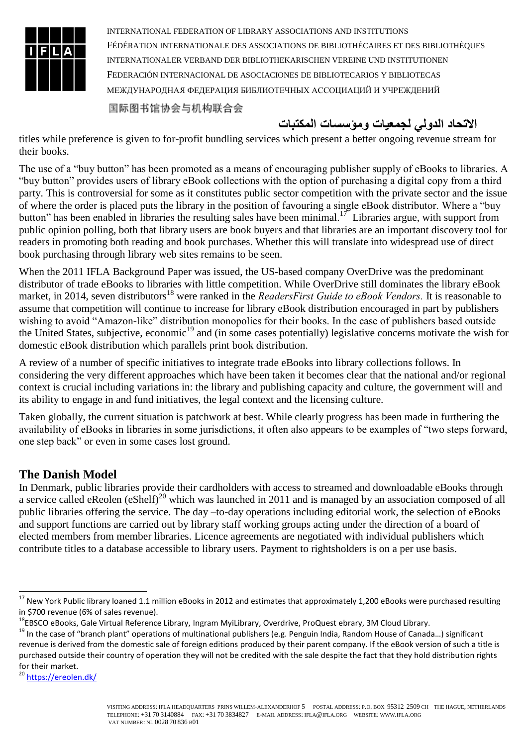titles while preference is given to for-profit bundling services which present a better ongoing revenue stream for their books.

The use of a "buy button" has been promoted as a means of encouraging publisher supply of eBooks to libraries. A "buy button" provides users of library eBook collections with the option of purchasing a digital copy from a third party. This is controversial for some as it constitutes public sector competition with the private sector and the issue of where the order is placed puts the library in the position of favouring a single eBook distributor. Where a "buy button" has been enabled in libraries the resulting sales have been minimal.[17] Libraries argue, with support from public opinion polling, both that library users are book buyers and that libraries are an important discovery tool for readers in promoting both reading and book purchases. Whether this will translate into widespread use of direct book purchasing through library web sites remains to be seen.

When the 2011 IFLA Background Paper was issued, the US-based company OverDrive was the predominant distributor of trade eBooks to libraries with little competition. While OverDrive still dominates the library eBook market, in 2014, seven distributors[18] were ranked in the *ReadersFirst Guide to eBook Vendors.* It is reasonable to assume that competition will continue to increase for library eBook distribution encouraged in part by publishers wishing to avoid "Amazon-like" distribution monopolies for their books. In the case of publishers based outside the United States, subjective, economic[19] and (in some cases potentially) legislative concerns motivate the wish for domestic eBook distribution which parallels print book distribution.

A review of a number of specific initiatives to integrate trade eBooks into library collections follows. In considering the very different approaches which have been taken it becomes clear that the national and/or regional context is crucial including variations in: the library and publishing capacity and culture, the government will and its ability to engage in and fund initiatives, the legal context and the licensing culture.

Taken globally, the current situation is patchwork at best. While clearly progress has been made in furthering the availability of eBooks in libraries in some jurisdictions, it often also appears to be examples of "two steps forward, one step back" or even in some cases lost ground.

## The Danish Model

In Denmark, public libraries provide their cardholders with access to streamed and downloadable eBooks through a service called eReolen (eShelf)[20] which was launched in 2011 and is managed by an association composed of all public libraries offering the service. The day –to-day operations including editorial work, the selection of eBooks and support functions are carried out by library staff working groups acting under the direction of a board of elected members from member libraries. Licence agreements are negotiated with individual publishers which contribute titles to a database accessible to library users. Payment to rightsholders is on a per use basis.

---

[17] New York Public library loaned 1.1 million eBooks in 2012 and estimates that approximately 1,200 eBooks were purchased resulting in $700 revenue (6% of sales revenue).

[18] EBSCO eBooks, Gale Virtual Reference Library, Ingram MyiLibrary, Overdrive, ProQuest ebrary, 3M Cloud Library.

[19] In the case of "branch plant" operations of multinational publishers (e.g. Penguin India, Random House of Canada…) significant revenue is derived from the domestic sale of foreign editions produced by their parent company. If the eBook version of such a title is purchased outside their country of operation they will not be credited with the sale despite the fact that they hold distribution rights for their market.

[20] https://ereolen.dk/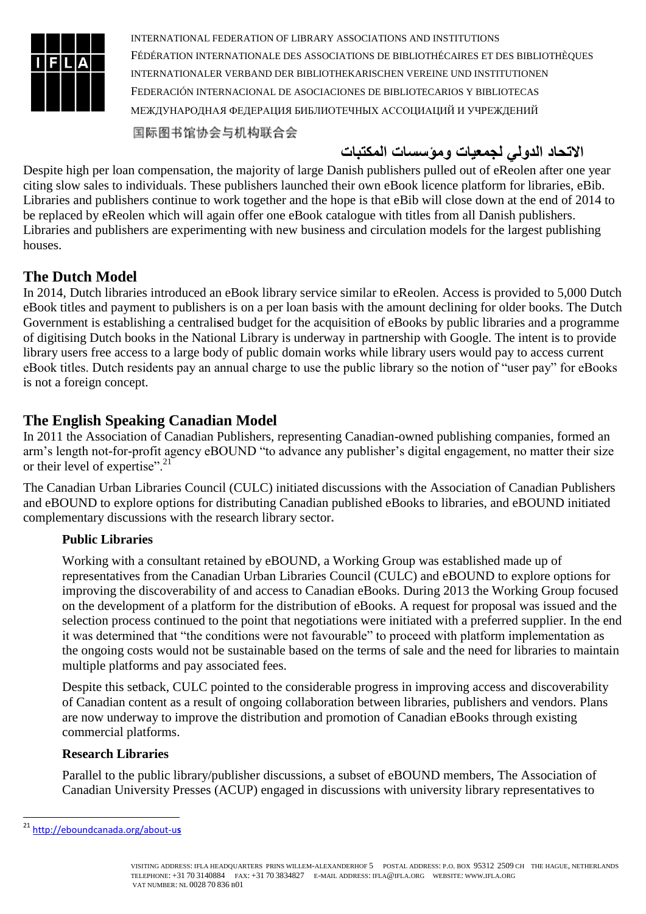Despite high per loan compensation, the majority of large Danish publishers pulled out of eReolen after one year citing slow sales to individuals. These publishers launched their own eBook licence platform for libraries, eBib. Libraries and publishers continue to work together and the hope is that eBib will close down at the end of 2014 to be replaced by eReolen which will again offer one eBook catalogue with titles from all Danish publishers. Libraries and publishers are experimenting with new business and circulation models for the largest publishing houses.

## The Dutch Model

In 2014, Dutch libraries introduced an eBook library service similar to eReolen. Access is provided to 5,000 Dutch eBook titles and payment to publishers is on a per loan basis with the amount declining for older books. The Dutch Government is establishing a centralised budget for the acquisition of eBooks by public libraries and a programme of digitising Dutch books in the National Library is underway in partnership with Google. The intent is to provide library users free access to a large body of public domain works while library users would pay to access current eBook titles. Dutch residents pay an annual charge to use the public library so the notion of "user pay" for eBooks is not a foreign concept.

## The English Speaking Canadian Model

In 2011 the Association of Canadian Publishers, representing Canadian-owned publishing companies, formed an arm's length not-for-profit agency eBOUND "to advance any publisher's digital engagement, no matter their size or their level of expertise".[21]

The Canadian Urban Libraries Council (CULC) initiated discussions with the Association of Canadian Publishers and eBOUND to explore options for distributing Canadian published eBooks to libraries, and eBOUND initiated complementary discussions with the research library sector.

### Public Libraries

Working with a consultant retained by eBOUND, a Working Group was established made up of representatives from the Canadian Urban Libraries Council (CULC) and eBOUND to explore options for improving the discoverability of and access to Canadian eBooks. During 2013 the Working Group focused on the development of a platform for the distribution of eBooks. A request for proposal was issued and the selection process continued to the point that negotiations were initiated with a preferred supplier. In the end it was determined that "the conditions were not favourable" to proceed with platform implementation as the ongoing costs would not be sustainable based on the terms of sale and the need for libraries to maintain multiple platforms and pay associated fees.

Despite this setback, CULC pointed to the considerable progress in improving access and discoverability of Canadian content as a result of ongoing collaboration between libraries, publishers and vendors. Plans are now underway to improve the distribution and promotion of Canadian eBooks through existing commercial platforms.

### Research Libraries

Parallel to the public library/publisher discussions, a subset of eBOUND members, The Association of Canadian University Presses (ACUP) engaged in discussions with university library representatives to

[21] http://eboundcanada.org/about-us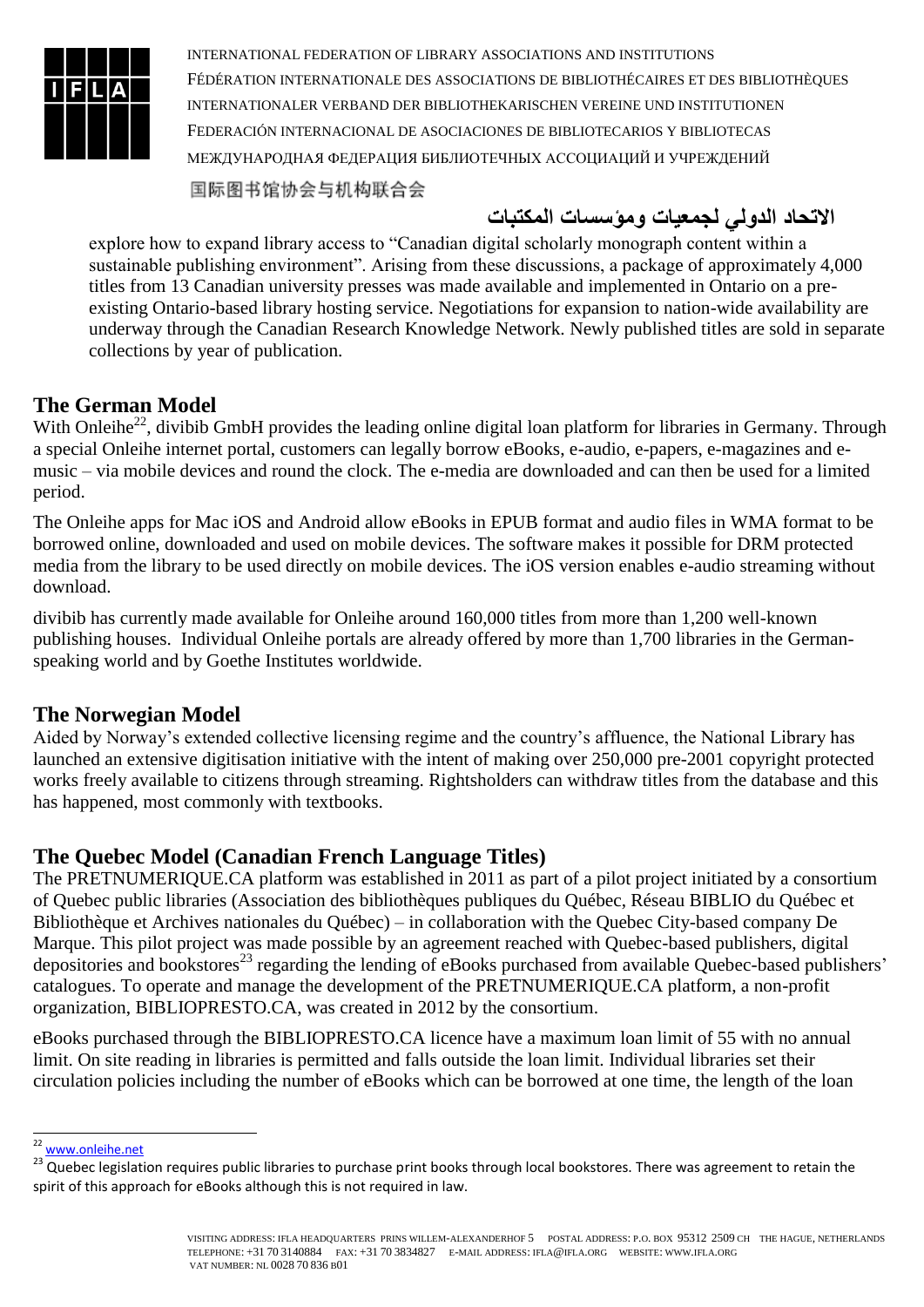explore how to expand library access to "Canadian digital scholarly monograph content within a sustainable publishing environment". Arising from these discussions, a package of approximately 4,000 titles from 13 Canadian university presses was made available and implemented in Ontario on a pre-existing Ontario-based library hosting service. Negotiations for expansion to nation-wide availability are underway through the Canadian Research Knowledge Network. Newly published titles are sold in separate collections by year of publication.

## The German Model

With Onleihe[22], divibib GmbH provides the leading online digital loan platform for libraries in Germany. Through a special Onleihe internet portal, customers can legally borrow eBooks, e-audio, e-papers, e-magazines and e-music – via mobile devices and round the clock. The e-media are downloaded and can then be used for a limited period.

The Onleihe apps for Mac iOS and Android allow eBooks in EPUB format and audio files in WMA format to be borrowed online, downloaded and used on mobile devices. The software makes it possible for DRM protected media from the library to be used directly on mobile devices. The iOS version enables e-audio streaming without download.

divibib has currently made available for Onleihe around 160,000 titles from more than 1,200 well-known publishing houses. Individual Onleihe portals are already offered by more than 1,700 libraries in the German-speaking world and by Goethe Institutes worldwide.

## The Norwegian Model

Aided by Norway's extended collective licensing regime and the country's affluence, the National Library has launched an extensive digitisation initiative with the intent of making over 250,000 pre-2001 copyright protected works freely available to citizens through streaming. Rightsholders can withdraw titles from the database and this has happened, most commonly with textbooks.

## The Quebec Model (Canadian French Language Titles)

The PRETNUMERIQUE.CA platform was established in 2011 as part of a pilot project initiated by a consortium of Quebec public libraries (Association des bibliothèques publiques du Québec, Réseau BIBLIO du Québec et Bibliothèque et Archives nationales du Québec) – in collaboration with the Quebec City-based company De Marque. This pilot project was made possible by an agreement reached with Quebec-based publishers, digital depositories and bookstores[23] regarding the lending of eBooks purchased from available Quebec-based publishers' catalogues. To operate and manage the development of the PRETNUMERIQUE.CA platform, a non-profit organization, BIBLIOPRESTO.CA, was created in 2012 by the consortium.

eBooks purchased through the BIBLIOPRESTO.CA licence have a maximum loan limit of 55 with no annual limit. On site reading in libraries is permitted and falls outside the loan limit. Individual libraries set their circulation policies including the number of eBooks which can be borrowed at one time, the length of the loan

---

[22] www.onleihe.net

[23] Quebec legislation requires public libraries to purchase print books through local bookstores. There was agreement to retain the spirit of this approach for eBooks although this is not required in law.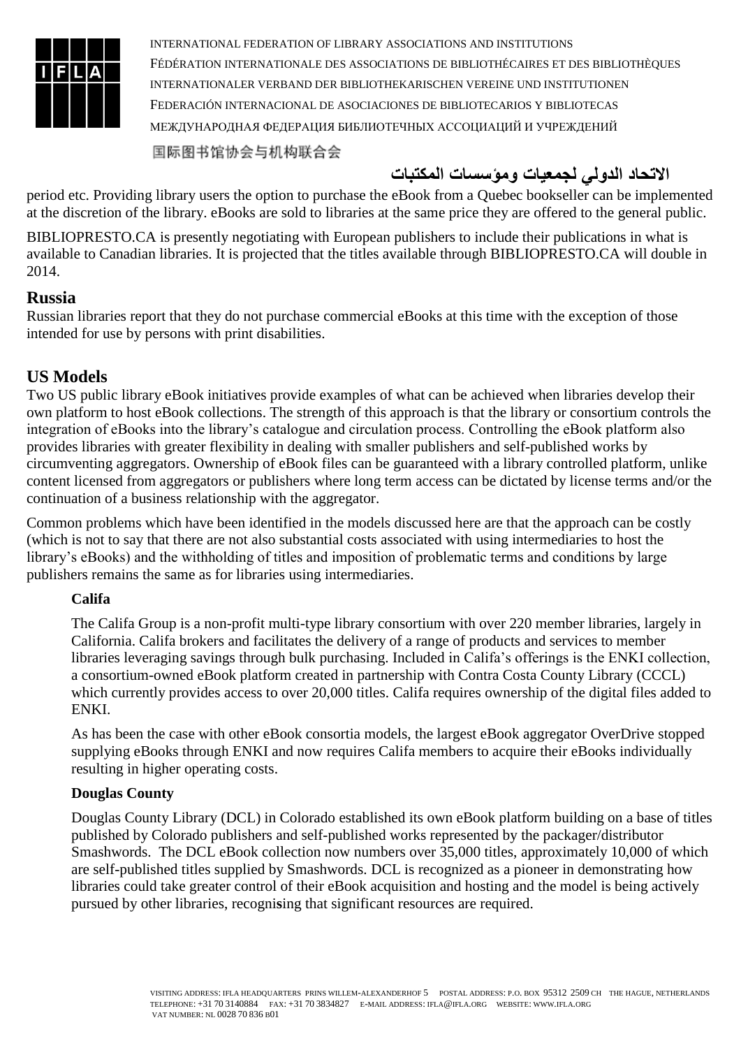period etc. Providing library users the option to purchase the eBook from a Quebec bookseller can be implemented at the discretion of the library. eBooks are sold to libraries at the same price they are offered to the general public.

BIBLIOPRESTO.CA is presently negotiating with European publishers to include their publications in what is available to Canadian libraries. It is projected that the titles available through BIBLIOPRESTO.CA will double in 2014.

## Russia

Russian libraries report that they do not purchase commercial eBooks at this time with the exception of those intended for use by persons with print disabilities.

## US Models

Two US public library eBook initiatives provide examples of what can be achieved when libraries develop their own platform to host eBook collections. The strength of this approach is that the library or consortium controls the integration of eBooks into the library's catalogue and circulation process. Controlling the eBook platform also provides libraries with greater flexibility in dealing with smaller publishers and self-published works by circumventing aggregators. Ownership of eBook files can be guaranteed with a library controlled platform, unlike content licensed from aggregators or publishers where long term access can be dictated by license terms and/or the continuation of a business relationship with the aggregator.

Common problems which have been identified in the models discussed here are that the approach can be costly (which is not to say that there are not also substantial costs associated with using intermediaries to host the library's eBooks) and the withholding of titles and imposition of problematic terms and conditions by large publishers remains the same as for libraries using intermediaries.

### Califa

The Califa Group is a non-profit multi-type library consortium with over 220 member libraries, largely in California. Califa brokers and facilitates the delivery of a range of products and services to member libraries leveraging savings through bulk purchasing. Included in Califa's offerings is the ENKI collection, a consortium-owned eBook platform created in partnership with Contra Costa County Library (CCCL) which currently provides access to over 20,000 titles. Califa requires ownership of the digital files added to ENKI.

As has been the case with other eBook consortia models, the largest eBook aggregator OverDrive stopped supplying eBooks through ENKI and now requires Califa members to acquire their eBooks individually resulting in higher operating costs.

### Douglas County

Douglas County Library (DCL) in Colorado established its own eBook platform building on a base of titles published by Colorado publishers and self-published works represented by the packager/distributor Smashwords. The DCL eBook collection now numbers over 35,000 titles, approximately 10,000 of which are self-published titles supplied by Smashwords. DCL is recognized as a pioneer in demonstrating how libraries could take greater control of their eBook acquisition and hosting and the model is being actively pursued by other libraries, recognising that significant resources are required.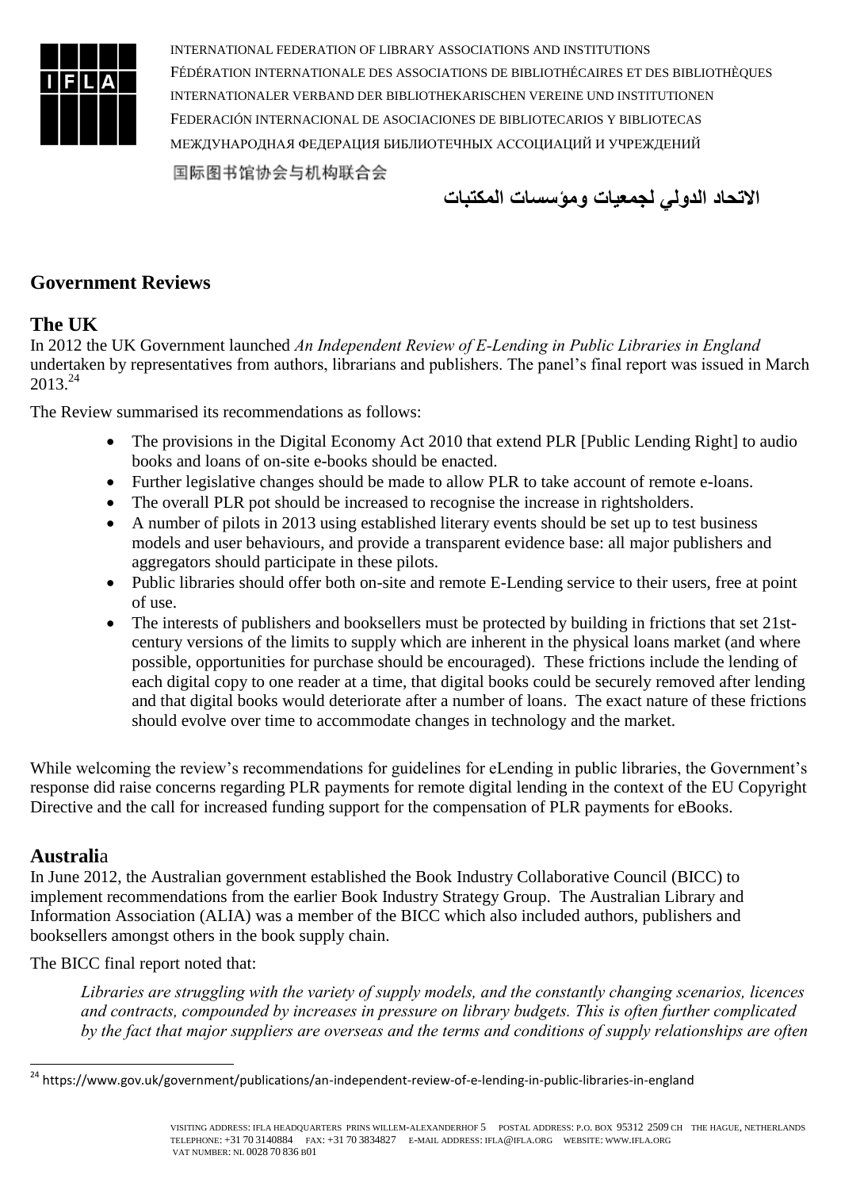## Government Reviews

### The UK

In 2012 the UK Government launched *An Independent Review of E-Lending in Public Libraries in England* undertaken by representatives from authors, librarians and publishers. The panel's final report was issued in March 2013.[24]

The Review summarised its recommendations as follows:

- The provisions in the Digital Economy Act 2010 that extend PLR [Public Lending Right] to audio books and loans of on-site e-books should be enacted.
- Further legislative changes should be made to allow PLR to take account of remote e-loans.
- The overall PLR pot should be increased to recognise the increase in rightsholders.
- A number of pilots in 2013 using established literary events should be set up to test business models and user behaviours, and provide a transparent evidence base: all major publishers and aggregators should participate in these pilots.
- Public libraries should offer both on-site and remote E-Lending service to their users, free at point of use.
- The interests of publishers and booksellers must be protected by building in frictions that set 21st-century versions of the limits to supply which are inherent in the physical loans market (and where possible, opportunities for purchase should be encouraged). These frictions include the lending of each digital copy to one reader at a time, that digital books could be securely removed after lending and that digital books would deteriorate after a number of loans. The exact nature of these frictions should evolve over time to accommodate changes in technology and the market.

While welcoming the review's recommendations for guidelines for eLending in public libraries, the Government's response did raise concerns regarding PLR payments for remote digital lending in the context of the EU Copyright Directive and the call for increased funding support for the compensation of PLR payments for eBooks.

### Australia

In June 2012, the Australian government established the Book Industry Collaborative Council (BICC) to implement recommendations from the earlier Book Industry Strategy Group. The Australian Library and Information Association (ALIA) was a member of the BICC which also included authors, publishers and booksellers amongst others in the book supply chain.

The BICC final report noted that:

> *Libraries are struggling with the variety of supply models, and the constantly changing scenarios, licences and contracts, compounded by increases in pressure on library budgets. This is often further complicated by the fact that major suppliers are overseas and the terms and conditions of supply relationships are often*

[24] https://www.gov.uk/government/publications/an-independent-review-of-e-lending-in-public-libraries-in-england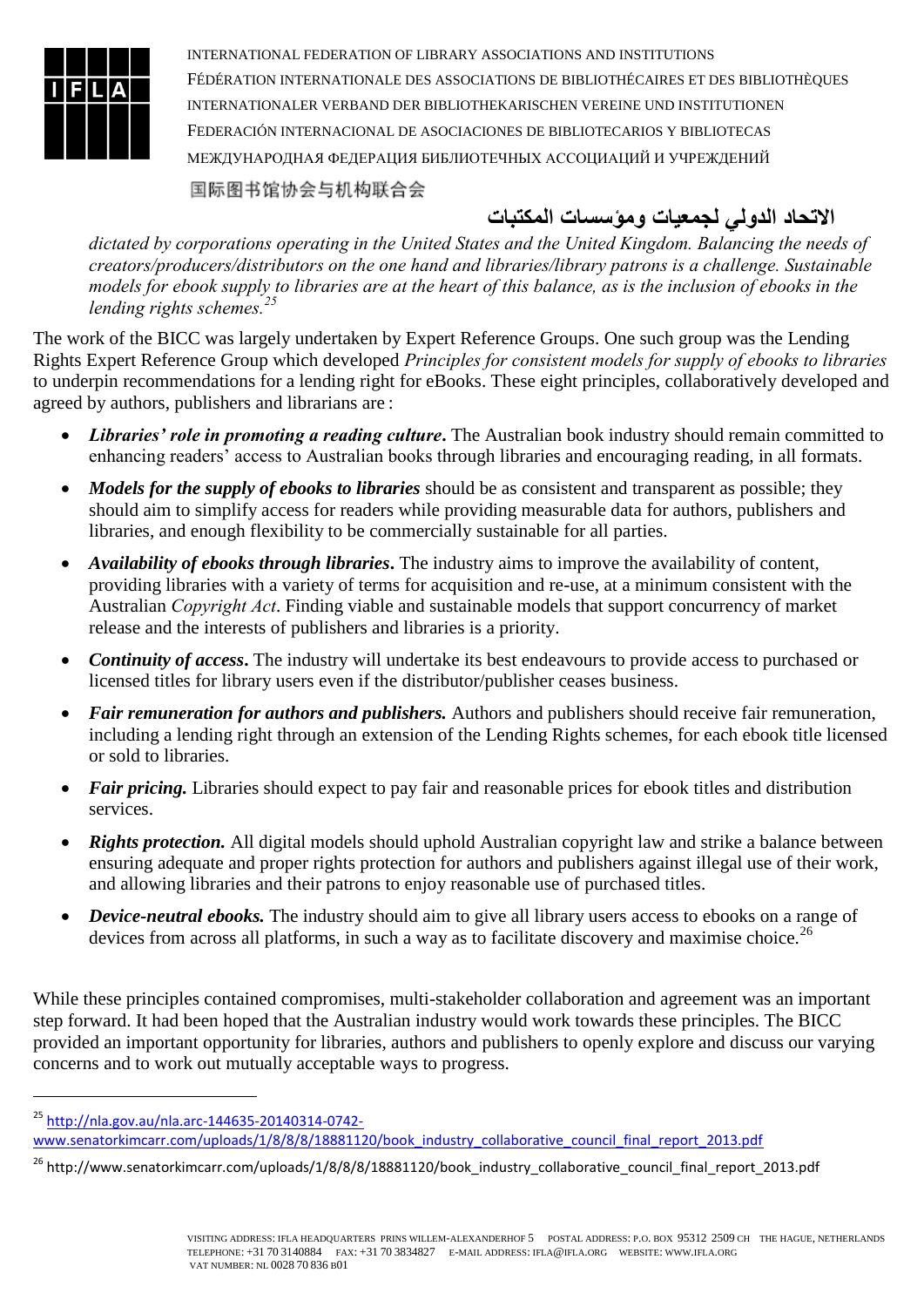*dictated by corporations operating in the United States and the United Kingdom. Balancing the needs of creators/producers/distributors on the one hand and libraries/library patrons is a challenge. Sustainable models for ebook supply to libraries are at the heart of this balance, as is the inclusion of ebooks in the lending rights schemes.*[25]

The work of the BICC was largely undertaken by Expert Reference Groups. One such group was the Lending Rights Expert Reference Group which developed *Principles for consistent models for supply of ebooks to libraries* to underpin recommendations for a lending right for eBooks. These eight principles, collaboratively developed and agreed by authors, publishers and librarians are :

- ***Libraries' role in promoting a reading culture*.** The Australian book industry should remain committed to enhancing readers' access to Australian books through libraries and encouraging reading, in all formats.
- ***Models for the supply of ebooks to libraries*** should be as consistent and transparent as possible; they should aim to simplify access for readers while providing measurable data for authors, publishers and libraries, and enough flexibility to be commercially sustainable for all parties.
- ***Availability of ebooks through libraries*.** The industry aims to improve the availability of content, providing libraries with a variety of terms for acquisition and re-use, at a minimum consistent with the Australian *Copyright Act*. Finding viable and sustainable models that support concurrency of market release and the interests of publishers and libraries is a priority.
- ***Continuity of access*.** The industry will undertake its best endeavours to provide access to purchased or licensed titles for library users even if the distributor/publisher ceases business.
- ***Fair remuneration for authors and publishers.*** Authors and publishers should receive fair remuneration, including a lending right through an extension of the Lending Rights schemes, for each ebook title licensed or sold to libraries.
- ***Fair pricing.*** Libraries should expect to pay fair and reasonable prices for ebook titles and distribution services.
- ***Rights protection.*** All digital models should uphold Australian copyright law and strike a balance between ensuring adequate and proper rights protection for authors and publishers against illegal use of their work, and allowing libraries and their patrons to enjoy reasonable use of purchased titles.
- ***Device-neutral ebooks.*** The industry should aim to give all library users access to ebooks on a range of devices from across all platforms, in such a way as to facilitate discovery and maximise choice.[26]

While these principles contained compromises, multi-stakeholder collaboration and agreement was an important step forward. It had been hoped that the Australian industry would work towards these principles. The BICC provided an important opportunity for libraries, authors and publishers to openly explore and discuss our varying concerns and to work out mutually acceptable ways to progress.

---

[25] http://nla.gov.au/nla.arc-144635-20140314-0742-www.senatorkimcarr.com/uploads/1/8/8/8/18881120/book_industry_collaborative_council_final_report_2013.pdf

[26] http://www.senatorkimcarr.com/uploads/1/8/8/8/18881120/book_industry_collaborative_council_final_report_2013.pdf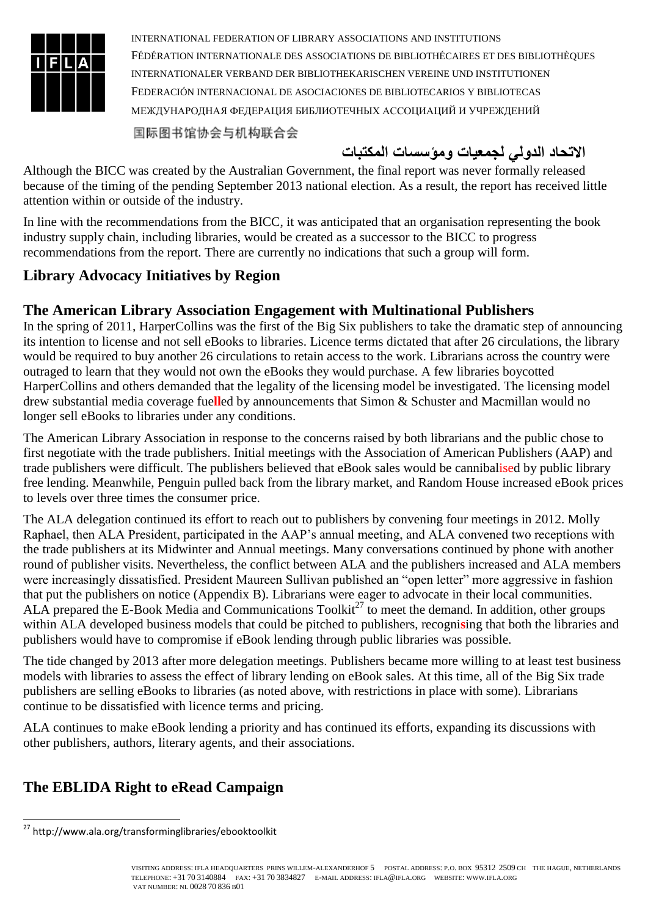Although the BICC was created by the Australian Government, the final report was never formally released because of the timing of the pending September 2013 national election. As a result, the report has received little attention within or outside of the industry.

In line with the recommendations from the BICC, it was anticipated that an organisation representing the book industry supply chain, including libraries, would be created as a successor to the BICC to progress recommendations from the report. There are currently no indications that such a group will form.

## Library Advocacy Initiatives by Region

## The American Library Association Engagement with Multinational Publishers

In the spring of 2011, HarperCollins was the first of the Big Six publishers to take the dramatic step of announcing its intention to license and not sell eBooks to libraries. Licence terms dictated that after 26 circulations, the library would be required to buy another 26 circulations to retain access to the work. Librarians across the country were outraged to learn that they would not own the eBooks they would purchase. A few libraries boycotted HarperCollins and others demanded that the legality of the licensing model be investigated. The licensing model drew substantial media coverage fuelled by announcements that Simon & Schuster and Macmillan would no longer sell eBooks to libraries under any conditions.

The American Library Association in response to the concerns raised by both librarians and the public chose to first negotiate with the trade publishers. Initial meetings with the Association of American Publishers (AAP) and trade publishers were difficult. The publishers believed that eBook sales would be cannibalised by public library free lending. Meanwhile, Penguin pulled back from the library market, and Random House increased eBook prices to levels over three times the consumer price.

The ALA delegation continued its effort to reach out to publishers by convening four meetings in 2012. Molly Raphael, then ALA President, participated in the AAP's annual meeting, and ALA convened two receptions with the trade publishers at its Midwinter and Annual meetings. Many conversations continued by phone with another round of publisher visits. Nevertheless, the conflict between ALA and the publishers increased and ALA members were increasingly dissatisfied. President Maureen Sullivan published an "open letter" more aggressive in fashion that put the publishers on notice (Appendix B). Librarians were eager to advocate in their local communities. ALA prepared the E-Book Media and Communications Toolkit[27] to meet the demand. In addition, other groups within ALA developed business models that could be pitched to publishers, recognising that both the libraries and publishers would have to compromise if eBook lending through public libraries was possible.

The tide changed by 2013 after more delegation meetings. Publishers became more willing to at least test business models with libraries to assess the effect of library lending on eBook sales. At this time, all of the Big Six trade publishers are selling eBooks to libraries (as noted above, with restrictions in place with some). Librarians continue to be dissatisfied with licence terms and pricing.

ALA continues to make eBook lending a priority and has continued its efforts, expanding its discussions with other publishers, authors, literary agents, and their associations.

## The EBLIDA Right to eRead Campaign

[27] http://www.ala.org/transforminglibraries/ebooktoolkit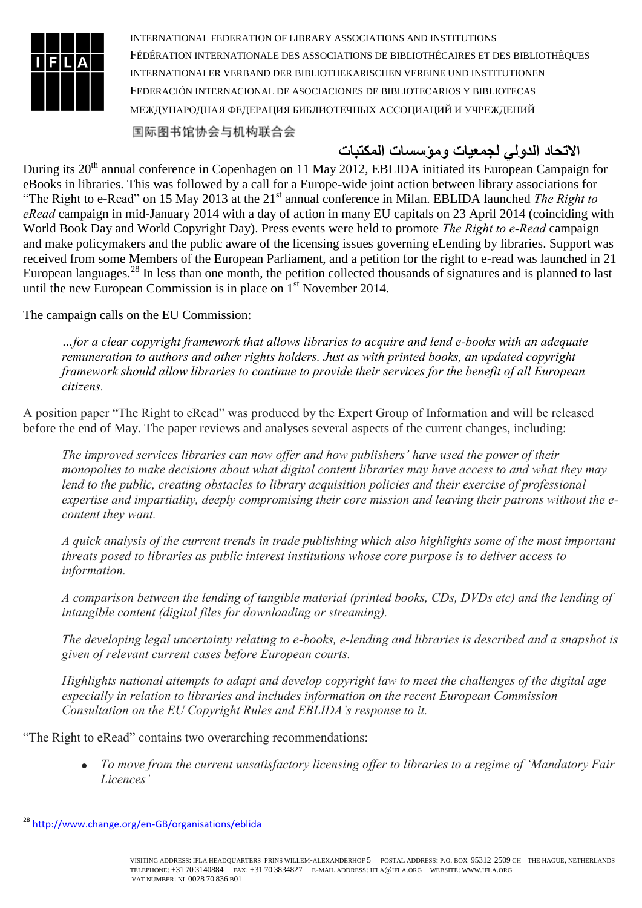During its 20th annual conference in Copenhagen on 11 May 2012, EBLIDA initiated its European Campaign for eBooks in libraries. This was followed by a call for a Europe-wide joint action between library associations for "The Right to e-Read" on 15 May 2013 at the 21st annual conference in Milan. EBLIDA launched *The Right to eRead* campaign in mid-January 2014 with a day of action in many EU capitals on 23 April 2014 (coinciding with World Book Day and World Copyright Day). Press events were held to promote *The Right to e-Read* campaign and make policymakers and the public aware of the licensing issues governing eLending by libraries. Support was received from some Members of the European Parliament, and a petition for the right to e-read was launched in 21 European languages.[28] In less than one month, the petition collected thousands of signatures and is planned to last until the new European Commission is in place on 1st November 2014.

The campaign calls on the EU Commission:

> *…for a clear copyright framework that allows libraries to acquire and lend e-books with an adequate remuneration to authors and other rights holders. Just as with printed books, an updated copyright framework should allow libraries to continue to provide their services for the benefit of all European citizens.*

A position paper "The Right to eRead" was produced by the Expert Group of Information and will be released before the end of May. The paper reviews and analyses several aspects of the current changes, including:

> *The improved services libraries can now offer and how publishers' have used the power of their monopolies to make decisions about what digital content libraries may have access to and what they may lend to the public, creating obstacles to library acquisition policies and their exercise of professional expertise and impartiality, deeply compromising their core mission and leaving their patrons without the e-content they want.*
>
> *A quick analysis of the current trends in trade publishing which also highlights some of the most important threats posed to libraries as public interest institutions whose core purpose is to deliver access to information.*
>
> *A comparison between the lending of tangible material (printed books, CDs, DVDs etc) and the lending of intangible content (digital files for downloading or streaming).*
>
> *The developing legal uncertainty relating to e-books, e-lending and libraries is described and a snapshot is given of relevant current cases before European courts.*
>
> *Highlights national attempts to adapt and develop copyright law to meet the challenges of the digital age especially in relation to libraries and includes information on the recent European Commission Consultation on the EU Copyright Rules and EBLIDA's response to it.*

"The Right to eRead" contains two overarching recommendations:

- *To move from the current unsatisfactory licensing offer to libraries to a regime of 'Mandatory Fair Licences'*

---

[28] http://www.change.org/en-GB/organisations/eblida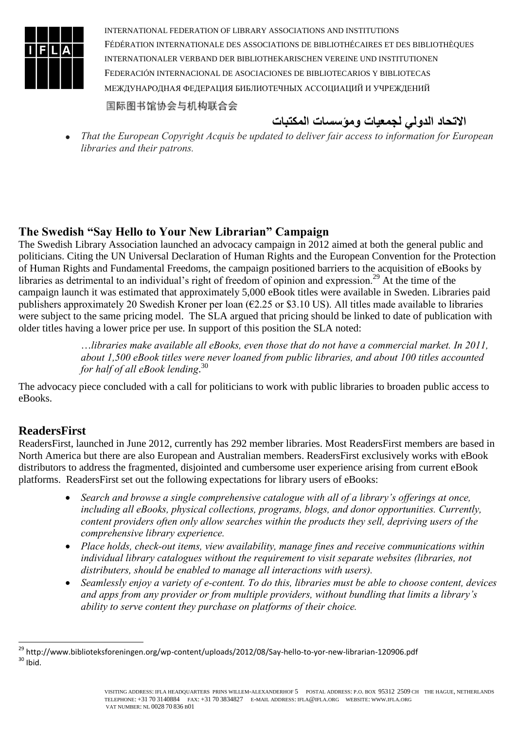- *That the European Copyright Acquis be updated to deliver fair access to information for European libraries and their patrons.*

## The Swedish "Say Hello to Your New Librarian" Campaign

The Swedish Library Association launched an advocacy campaign in 2012 aimed at both the general public and politicians. Citing the UN Universal Declaration of Human Rights and the European Convention for the Protection of Human Rights and Fundamental Freedoms, the campaign positioned barriers to the acquisition of eBooks by libraries as detrimental to an individual's right of freedom of opinion and expression.[29] At the time of the campaign launch it was estimated that approximately 5,000 eBook titles were available in Sweden. Libraries paid publishers approximately 20 Swedish Kroner per loan (€2.25 or $3.10 US). All titles made available to libraries were subject to the same pricing model. The SLA argued that pricing should be linked to date of publication with older titles having a lower price per use. In support of this position the SLA noted:

> …*libraries make available all eBooks, even those that do not have a commercial market. In 2011, about 1,500 eBook titles were never loaned from public libraries, and about 100 titles accounted for half of all eBook lending*.[30]

The advocacy piece concluded with a call for politicians to work with public libraries to broaden public access to eBooks.

## ReadersFirst

ReadersFirst, launched in June 2012, currently has 292 member libraries. Most ReadersFirst members are based in North America but there are also European and Australian members. ReadersFirst exclusively works with eBook distributors to address the fragmented, disjointed and cumbersome user experience arising from current eBook platforms. ReadersFirst set out the following expectations for library users of eBooks:

- *Search and browse a single comprehensive catalogue with all of a library's offerings at once, including all eBooks, physical collections, programs, blogs, and donor opportunities. Currently, content providers often only allow searches within the products they sell, depriving users of the comprehensive library experience.*
- *Place holds, check-out items, view availability, manage fines and receive communications within individual library catalogues without the requirement to visit separate websites (libraries, not distributers, should be enabled to manage all interactions with users).*
- *Seamlessly enjoy a variety of e-content. To do this, libraries must be able to choose content, devices and apps from any provider or from multiple providers, without bundling that limits a library's ability to serve content they purchase on platforms of their choice.*

---

[29] http://www.biblioteksforeningen.org/wp-content/uploads/2012/08/Say-hello-to-yor-new-librarian-120906.pdf

[30] Ibid.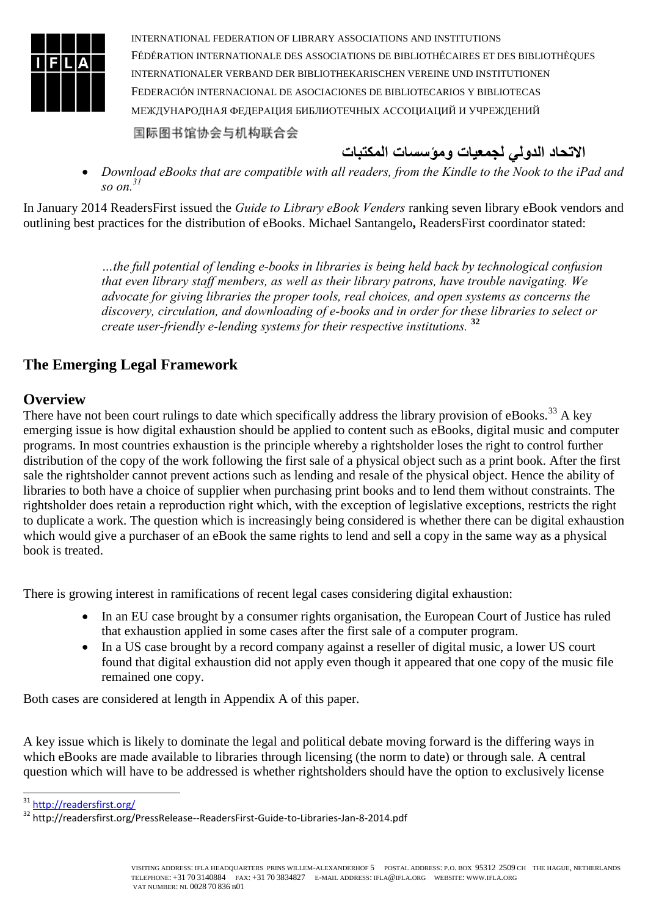- *Download eBooks that are compatible with all readers, from the Kindle to the Nook to the iPad and so on.*[31]

In January 2014 ReadersFirst issued the *Guide to Library eBook Venders* ranking seven library eBook vendors and outlining best practices for the distribution of eBooks. Michael Santangelo**,** ReadersFirst coordinator stated:

> *…the full potential of lending e-books in libraries is being held back by technological confusion that even library staff members, as well as their library patrons, have trouble navigating. We advocate for giving libraries the proper tools, real choices, and open systems as concerns the discovery, circulation, and downloading of e-books and in order for these libraries to select or create user-friendly e-lending systems for their respective institutions.* [32]

## The Emerging Legal Framework

## Overview

There have not been court rulings to date which specifically address the library provision of eBooks.[33] A key emerging issue is how digital exhaustion should be applied to content such as eBooks, digital music and computer programs. In most countries exhaustion is the principle whereby a rightsholder loses the right to control further distribution of the copy of the work following the first sale of a physical object such as a print book. After the first sale the rightsholder cannot prevent actions such as lending and resale of the physical object. Hence the ability of libraries to both have a choice of supplier when purchasing print books and to lend them without constraints. The rightsholder does retain a reproduction right which, with the exception of legislative exceptions, restricts the right to duplicate a work. The question which is increasingly being considered is whether there can be digital exhaustion which would give a purchaser of an eBook the same rights to lend and sell a copy in the same way as a physical book is treated.

There is growing interest in ramifications of recent legal cases considering digital exhaustion:

- In an EU case brought by a consumer rights organisation, the European Court of Justice has ruled that exhaustion applied in some cases after the first sale of a computer program.
- In a US case brought by a record company against a reseller of digital music, a lower US court found that digital exhaustion did not apply even though it appeared that one copy of the music file remained one copy.

Both cases are considered at length in Appendix A of this paper.

A key issue which is likely to dominate the legal and political debate moving forward is the differing ways in which eBooks are made available to libraries through licensing (the norm to date) or through sale. A central question which will have to be addressed is whether rightsholders should have the option to exclusively license

[31] http://readersfirst.org/

[32] http://readersfirst.org/PressRelease--ReadersFirst-Guide-to-Libraries-Jan-8-2014.pdf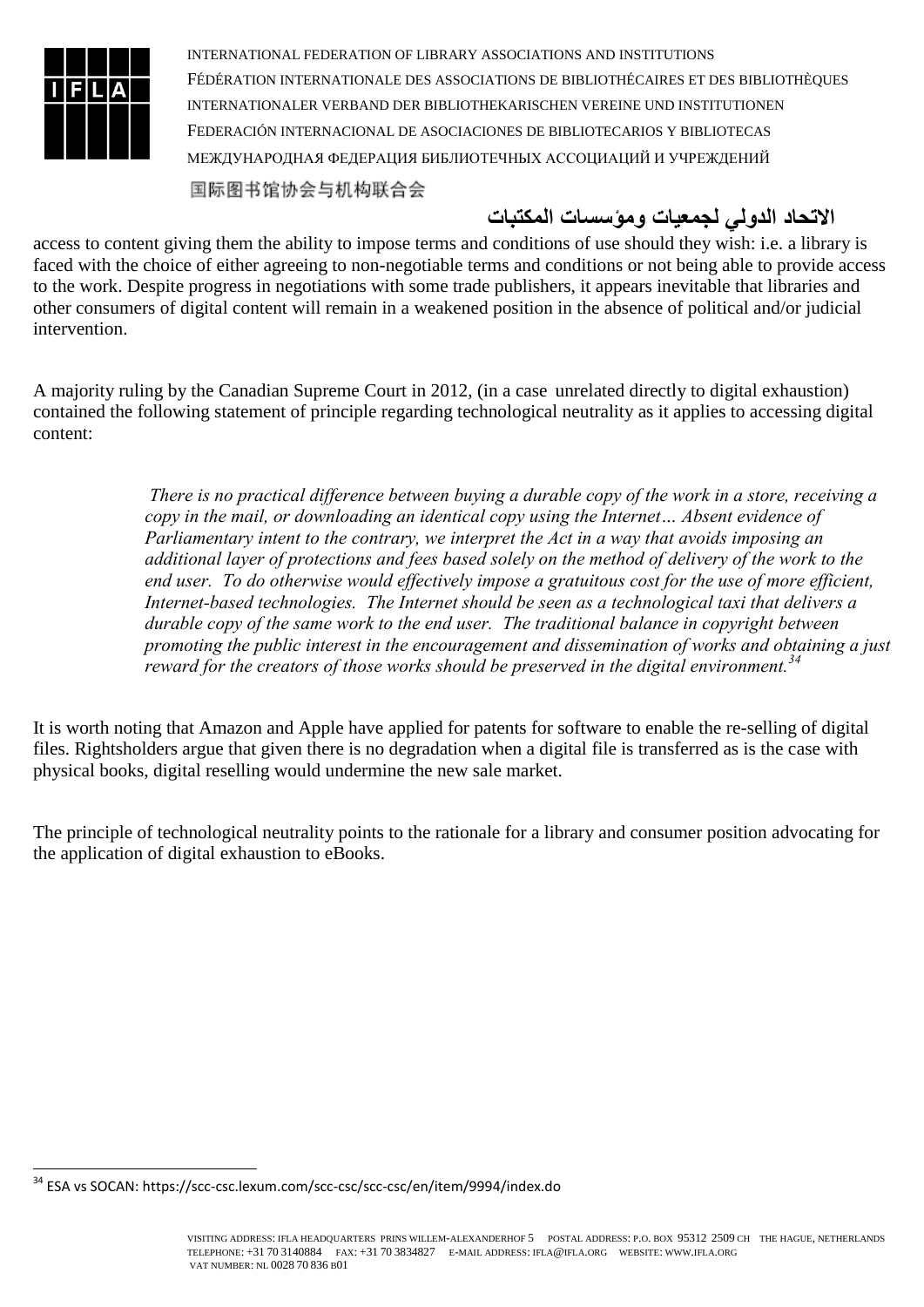access to content giving them the ability to impose terms and conditions of use should they wish: i.e. a library is faced with the choice of either agreeing to non-negotiable terms and conditions or not being able to provide access to the work. Despite progress in negotiations with some trade publishers, it appears inevitable that libraries and other consumers of digital content will remain in a weakened position in the absence of political and/or judicial intervention.

A majority ruling by the Canadian Supreme Court in 2012, (in a case unrelated directly to digital exhaustion) contained the following statement of principle regarding technological neutrality as it applies to accessing digital content:

> *There is no practical difference between buying a durable copy of the work in a store, receiving a copy in the mail, or downloading an identical copy using the Internet… Absent evidence of Parliamentary intent to the contrary, we interpret the Act in a way that avoids imposing an additional layer of protections and fees based solely on the method of delivery of the work to the end user. To do otherwise would effectively impose a gratuitous cost for the use of more efficient, Internet-based technologies. The Internet should be seen as a technological taxi that delivers a durable copy of the same work to the end user. The traditional balance in copyright between promoting the public interest in the encouragement and dissemination of works and obtaining a just reward for the creators of those works should be preserved in the digital environment.*[34]

It is worth noting that Amazon and Apple have applied for patents for software to enable the re-selling of digital files. Rightsholders argue that given there is no degradation when a digital file is transferred as is the case with physical books, digital reselling would undermine the new sale market.

The principle of technological neutrality points to the rationale for a library and consumer position advocating for the application of digital exhaustion to eBooks.

---

[34] ESA vs SOCAN: https://scc-csc.lexum.com/scc-csc/scc-csc/en/item/9994/index.do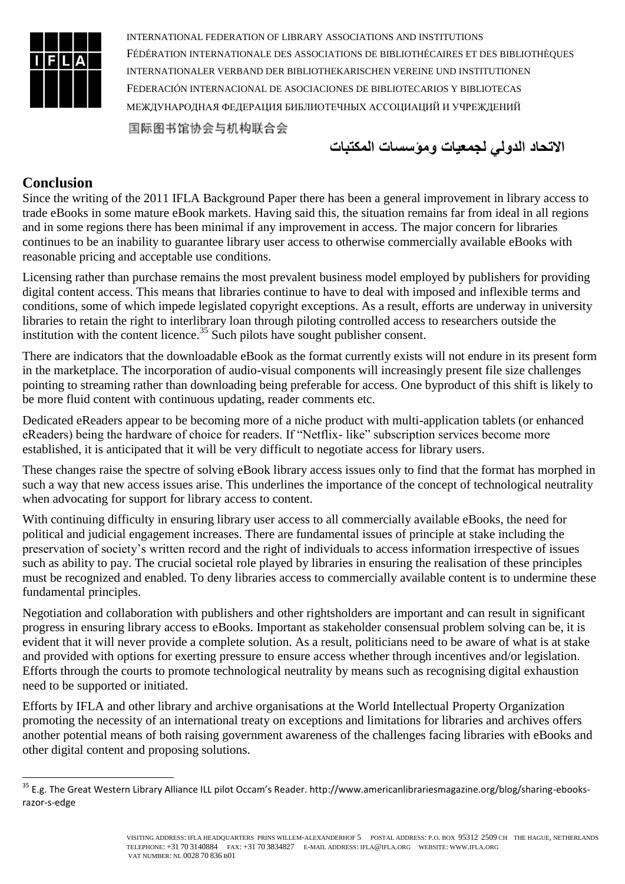## Conclusion

Since the writing of the 2011 IFLA Background Paper there has been a general improvement in library access to trade eBooks in some mature eBook markets. Having said this, the situation remains far from ideal in all regions and in some regions there has been minimal if any improvement in access. The major concern for libraries continues to be an inability to guarantee library user access to otherwise commercially available eBooks with reasonable pricing and acceptable use conditions.

Licensing rather than purchase remains the most prevalent business model employed by publishers for providing digital content access. This means that libraries continue to have to deal with imposed and inflexible terms and conditions, some of which impede legislated copyright exceptions. As a result, efforts are underway in university libraries to retain the right to interlibrary loan through piloting controlled access to researchers outside the institution with the content licence.[35] Such pilots have sought publisher consent.

There are indicators that the downloadable eBook as the format currently exists will not endure in its present form in the marketplace. The incorporation of audio-visual components will increasingly present file size challenges pointing to streaming rather than downloading being preferable for access. One byproduct of this shift is likely to be more fluid content with continuous updating, reader comments etc.

Dedicated eReaders appear to be becoming more of a niche product with multi-application tablets (or enhanced eReaders) being the hardware of choice for readers. If "Netflix- like" subscription services become more established, it is anticipated that it will be very difficult to negotiate access for library users.

These changes raise the spectre of solving eBook library access issues only to find that the format has morphed in such a way that new access issues arise. This underlines the importance of the concept of technological neutrality when advocating for support for library access to content.

With continuing difficulty in ensuring library user access to all commercially available eBooks, the need for political and judicial engagement increases. There are fundamental issues of principle at stake including the preservation of society's written record and the right of individuals to access information irrespective of issues such as ability to pay. The crucial societal role played by libraries in ensuring the realisation of these principles must be recognized and enabled. To deny libraries access to commercially available content is to undermine these fundamental principles.

Negotiation and collaboration with publishers and other rightsholders are important and can result in significant progress in ensuring library access to eBooks. Important as stakeholder consensual problem solving can be, it is evident that it will never provide a complete solution. As a result, politicians need to be aware of what is at stake and provided with options for exerting pressure to ensure access whether through incentives and/or legislation. Efforts through the courts to promote technological neutrality by means such as recognising digital exhaustion need to be supported or initiated.

Efforts by IFLA and other library and archive organisations at the World Intellectual Property Organization promoting the necessity of an international treaty on exceptions and limitations for libraries and archives offers another potential means of both raising government awareness of the challenges facing libraries with eBooks and other digital content and proposing solutions.

---

[35] E.g. The Great Western Library Alliance ILL pilot Occam's Reader. http://www.americanlibrariesmagazine.org/blog/sharing-ebooks-razor-s-edge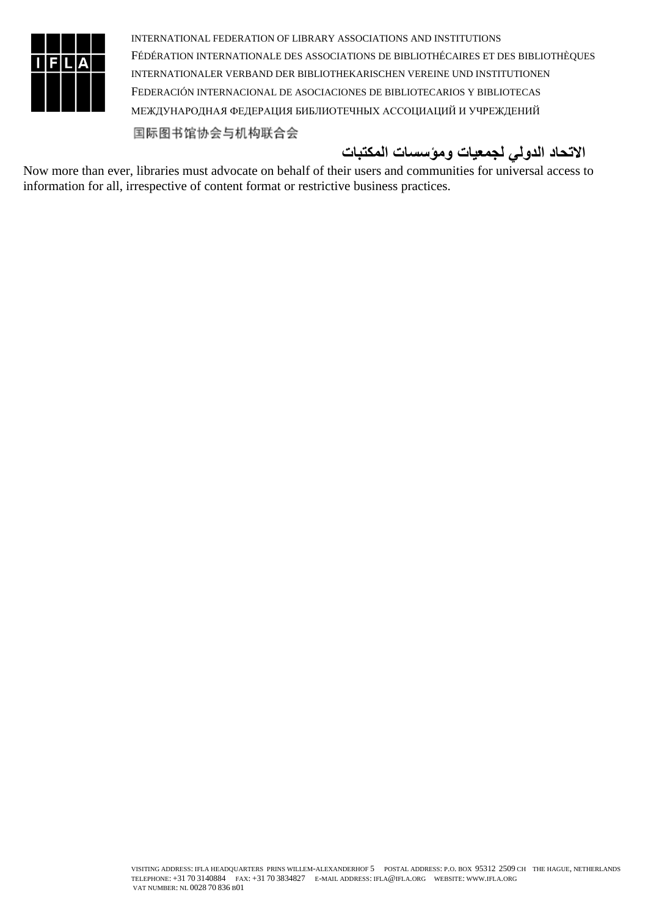INTERNATIONAL FEDERATION OF LIBRARY ASSOCIATIONS AND INSTITUTIONS
FÉDÉRATION INTERNATIONALE DES ASSOCIATIONS DE BIBLIOTHÉCAIRES ET DES BIBLIOTHÈQUES
INTERNATIONALER VERBAND DER BIBLIOTHEKARISCHEN VEREINE UND INSTITUTIONEN
FEDERACIÓN INTERNACIONAL DE ASOCIACIONES DE BIBLIOTECARIOS Y BIBLIOTECAS
МЕЖДУНАРОДНАЯ ФЕДЕРАЦИЯ БИБЛИОТЕЧНЫХ АССОЦИАЦИЙ И УЧРЕЖДЕНИЙ
国际图书馆协会与机构联合会
الاتحاد الدولي لجمعيات ومؤسسات المكتبات

Now more than ever, libraries must advocate on behalf of their users and communities for universal access to information for all, irrespective of content format or restrictive business practices.

VISITING ADDRESS: IFLA HEADQUARTERS PRINS WILLEM-ALEXANDERHOF 5 POSTAL ADDRESS: P.O. BOX 95312 2509 CH THE HAGUE, NETHERLANDS
TELEPHONE: +31 70 3140884 FAX: +31 70 3834827 E-MAIL ADDRESS: IFLA@IFLA.ORG WEBSITE: WWW.IFLA.ORG
VAT NUMBER: NL 0028 70 836 B01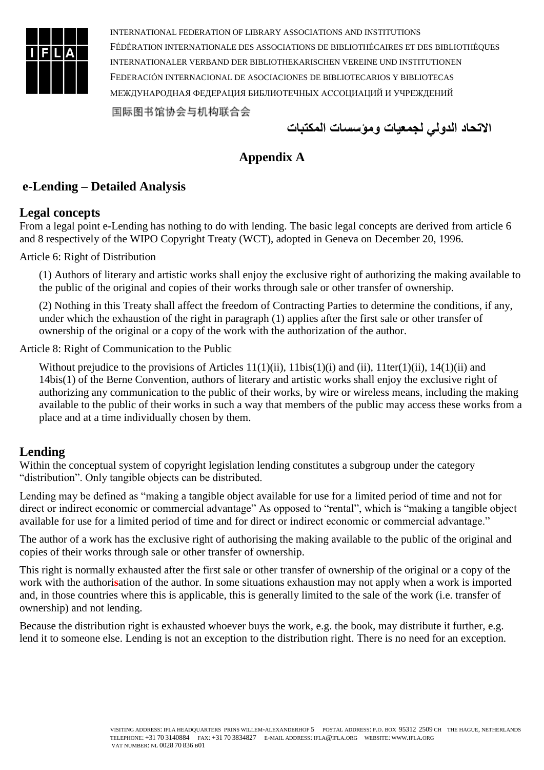INTERNATIONAL FEDERATION OF LIBRARY ASSOCIATIONS AND INSTITUTIONS
FÉDÉRATION INTERNATIONALE DES ASSOCIATIONS DE BIBLIOTHÉCAIRES ET DES BIBLIOTHÈQUES
INTERNATIONALER VERBAND DER BIBLIOTHEKARISCHEN VEREINE UND INSTITUTIONEN
FEDERACIÓN INTERNACIONAL DE ASOCIACIONES DE BIBLIOTECARIOS Y BIBLIOTECAS
МЕЖДУНАРОДНАЯ ФЕДЕРАЦИЯ БИБЛИОТЕЧНЫХ АССОЦИАЦИЙ И УЧРЕЖДЕНИЙ
国际图书馆协会与机构联合会
الاتحاد الدولي لجمعيات ومؤسسات المكتبات

# Appendix A

## e-Lending – Detailed Analysis

### Legal concepts

From a legal point e-Lending has nothing to do with lending. The basic legal concepts are derived from article 6 and 8 respectively of the WIPO Copyright Treaty (WCT), adopted in Geneva on December 20, 1996.

Article 6: Right of Distribution

> (1) Authors of literary and artistic works shall enjoy the exclusive right of authorizing the making available to the public of the original and copies of their works through sale or other transfer of ownership.
>
> (2) Nothing in this Treaty shall affect the freedom of Contracting Parties to determine the conditions, if any, under which the exhaustion of the right in paragraph (1) applies after the first sale or other transfer of ownership of the original or a copy of the work with the authorization of the author.

Article 8: Right of Communication to the Public

> Without prejudice to the provisions of Articles 11(1)(ii), 11bis(1)(i) and (ii), 11ter(1)(ii), 14(1)(ii) and 14bis(1) of the Berne Convention, authors of literary and artistic works shall enjoy the exclusive right of authorizing any communication to the public of their works, by wire or wireless means, including the making available to the public of their works in such a way that members of the public may access these works from a place and at a time individually chosen by them.

### Lending

Within the conceptual system of copyright legislation lending constitutes a subgroup under the category "distribution". Only tangible objects can be distributed.

Lending may be defined as "making a tangible object available for use for a limited period of time and not for direct or indirect economic or commercial advantage" As opposed to "rental", which is "making a tangible object available for use for a limited period of time and for direct or indirect economic or commercial advantage."

The author of a work has the exclusive right of authorising the making available to the public of the original and copies of their works through sale or other transfer of ownership.

This right is normally exhausted after the first sale or other transfer of ownership of the original or a copy of the work with the authorisation of the author. In some situations exhaustion may not apply when a work is imported and, in those countries where this is applicable, this is generally limited to the sale of the work (i.e. transfer of ownership) and not lending.

Because the distribution right is exhausted whoever buys the work, e.g. the book, may distribute it further, e.g. lend it to someone else. Lending is not an exception to the distribution right. There is no need for an exception.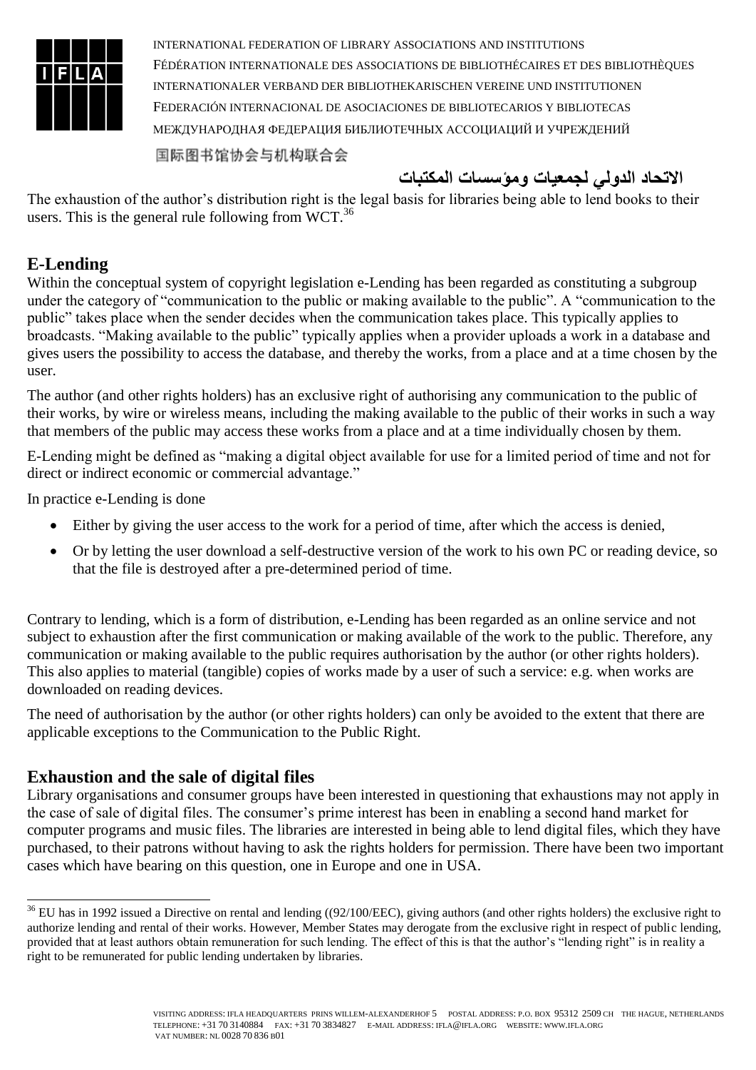The exhaustion of the author's distribution right is the legal basis for libraries being able to lend books to their users. This is the general rule following from WCT.[36]

## E-Lending

Within the conceptual system of copyright legislation e-Lending has been regarded as constituting a subgroup under the category of "communication to the public or making available to the public". A "communication to the public" takes place when the sender decides when the communication takes place. This typically applies to broadcasts. "Making available to the public" typically applies when a provider uploads a work in a database and gives users the possibility to access the database, and thereby the works, from a place and at a time chosen by the user.

The author (and other rights holders) has an exclusive right of authorising any communication to the public of their works, by wire or wireless means, including the making available to the public of their works in such a way that members of the public may access these works from a place and at a time individually chosen by them.

E-Lending might be defined as "making a digital object available for use for a limited period of time and not for direct or indirect economic or commercial advantage."

In practice e-Lending is done

- Either by giving the user access to the work for a period of time, after which the access is denied,
- Or by letting the user download a self-destructive version of the work to his own PC or reading device, so that the file is destroyed after a pre-determined period of time.

Contrary to lending, which is a form of distribution, e-Lending has been regarded as an online service and not subject to exhaustion after the first communication or making available of the work to the public. Therefore, any communication or making available to the public requires authorisation by the author (or other rights holders). This also applies to material (tangible) copies of works made by a user of such a service: e.g. when works are downloaded on reading devices.

The need of authorisation by the author (or other rights holders) can only be avoided to the extent that there are applicable exceptions to the Communication to the Public Right.

## Exhaustion and the sale of digital files

Library organisations and consumer groups have been interested in questioning that exhaustions may not apply in the case of sale of digital files. The consumer's prime interest has been in enabling a second hand market for computer programs and music files. The libraries are interested in being able to lend digital files, which they have purchased, to their patrons without having to ask the rights holders for permission. There have been two important cases which have bearing on this question, one in Europe and one in USA.

---

[36] EU has in 1992 issued a Directive on rental and lending ((92/100/EEC), giving authors (and other rights holders) the exclusive right to authorize lending and rental of their works. However, Member States may derogate from the exclusive right in respect of public lending, provided that at least authors obtain remuneration for such lending. The effect of this is that the author's "lending right" is in reality a right to be remunerated for public lending undertaken by libraries.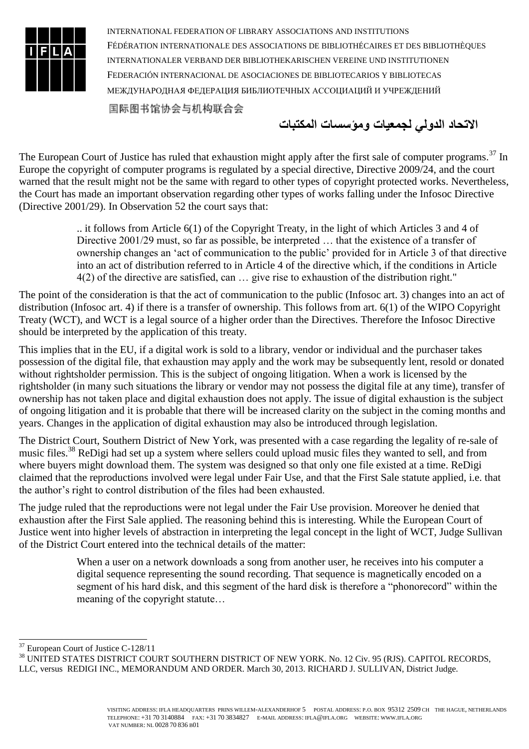The European Court of Justice has ruled that exhaustion might apply after the first sale of computer programs.[37] In Europe the copyright of computer programs is regulated by a special directive, Directive 2009/24, and the court warned that the result might not be the same with regard to other types of copyright protected works. Nevertheless, the Court has made an important observation regarding other types of works falling under the Infosoc Directive (Directive 2001/29). In Observation 52 the court says that:

> .. it follows from Article 6(1) of the Copyright Treaty, in the light of which Articles 3 and 4 of Directive 2001/29 must, so far as possible, be interpreted … that the existence of a transfer of ownership changes an 'act of communication to the public' provided for in Article 3 of that directive into an act of distribution referred to in Article 4 of the directive which, if the conditions in Article 4(2) of the directive are satisfied, can … give rise to exhaustion of the distribution right."

The point of the consideration is that the act of communication to the public (Infosoc art. 3) changes into an act of distribution (Infosoc art. 4) if there is a transfer of ownership. This follows from art. 6(1) of the WIPO Copyright Treaty (WCT), and WCT is a legal source of a higher order than the Directives. Therefore the Infosoc Directive should be interpreted by the application of this treaty.

This implies that in the EU, if a digital work is sold to a library, vendor or individual and the purchaser takes possession of the digital file, that exhaustion may apply and the work may be subsequently lent, resold or donated without rightsholder permission. This is the subject of ongoing litigation. When a work is licensed by the rightsholder (in many such situations the library or vendor may not possess the digital file at any time), transfer of ownership has not taken place and digital exhaustion does not apply. The issue of digital exhaustion is the subject of ongoing litigation and it is probable that there will be increased clarity on the subject in the coming months and years. Changes in the application of digital exhaustion may also be introduced through legislation.

The District Court, Southern District of New York, was presented with a case regarding the legality of re-sale of music files.[38] ReDigi had set up a system where sellers could upload music files they wanted to sell, and from where buyers might download them. The system was designed so that only one file existed at a time. ReDigi claimed that the reproductions involved were legal under Fair Use, and that the First Sale statute applied, i.e. that the author's right to control distribution of the files had been exhausted.

The judge ruled that the reproductions were not legal under the Fair Use provision. Moreover he denied that exhaustion after the First Sale applied. The reasoning behind this is interesting. While the European Court of Justice went into higher levels of abstraction in interpreting the legal concept in the light of WCT, Judge Sullivan of the District Court entered into the technical details of the matter:

> When a user on a network downloads a song from another user, he receives into his computer a digital sequence representing the sound recording. That sequence is magnetically encoded on a segment of his hard disk, and this segment of the hard disk is therefore a "phonorecord" within the meaning of the copyright statute…

---

[37] European Court of Justice C-128/11

[38] UNITED STATES DISTRICT COURT SOUTHERN DISTRICT OF NEW YORK. No. 12 Civ. 95 (RJS). CAPITOL RECORDS, LLC, versus REDIGI INC., MEMORANDUM AND ORDER. March 30, 2013. RICHARD J. SULLIVAN, District Judge.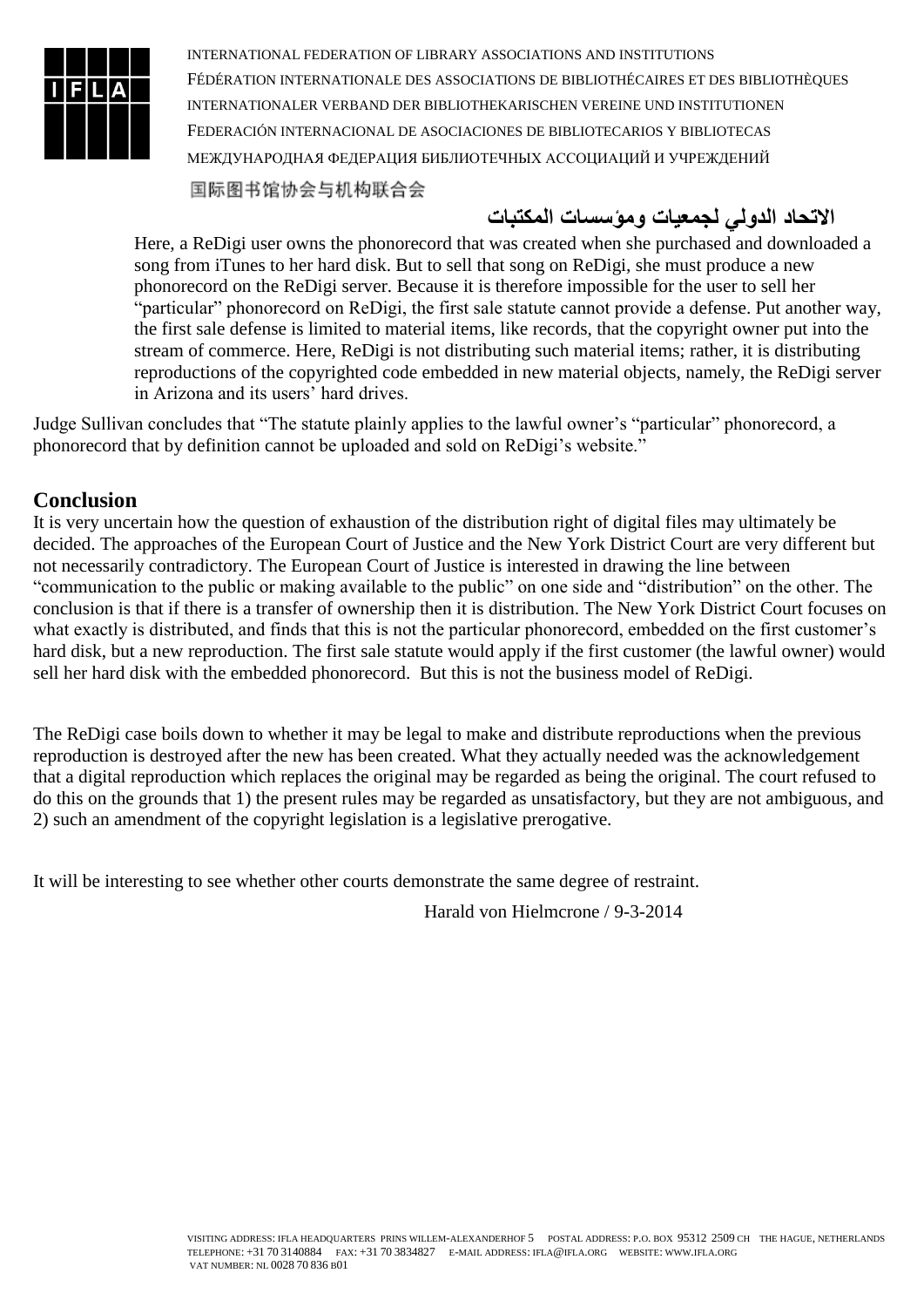> Here, a ReDigi user owns the phonorecord that was created when she purchased and downloaded a song from iTunes to her hard disk. But to sell that song on ReDigi, she must produce a new phonorecord on the ReDigi server. Because it is therefore impossible for the user to sell her "particular" phonorecord on ReDigi, the first sale statute cannot provide a defense. Put another way, the first sale defense is limited to material items, like records, that the copyright owner put into the stream of commerce. Here, ReDigi is not distributing such material items; rather, it is distributing reproductions of the copyrighted code embedded in new material objects, namely, the ReDigi server in Arizona and its users' hard drives.

Judge Sullivan concludes that "The statute plainly applies to the lawful owner's "particular" phonorecord, a phonorecord that by definition cannot be uploaded and sold on ReDigi's website."

## Conclusion

It is very uncertain how the question of exhaustion of the distribution right of digital files may ultimately be decided. The approaches of the European Court of Justice and the New York District Court are very different but not necessarily contradictory. The European Court of Justice is interested in drawing the line between "communication to the public or making available to the public" on one side and "distribution" on the other. The conclusion is that if there is a transfer of ownership then it is distribution. The New York District Court focuses on what exactly is distributed, and finds that this is not the particular phonorecord, embedded on the first customer's hard disk, but a new reproduction. The first sale statute would apply if the first customer (the lawful owner) would sell her hard disk with the embedded phonorecord. But this is not the business model of ReDigi.

The ReDigi case boils down to whether it may be legal to make and distribute reproductions when the previous reproduction is destroyed after the new has been created. What they actually needed was the acknowledgement that a digital reproduction which replaces the original may be regarded as being the original. The court refused to do this on the grounds that 1) the present rules may be regarded as unsatisfactory, but they are not ambiguous, and 2) such an amendment of the copyright legislation is a legislative prerogative.

It will be interesting to see whether other courts demonstrate the same degree of restraint.

Harald von Hielmcrone / 9-3-2014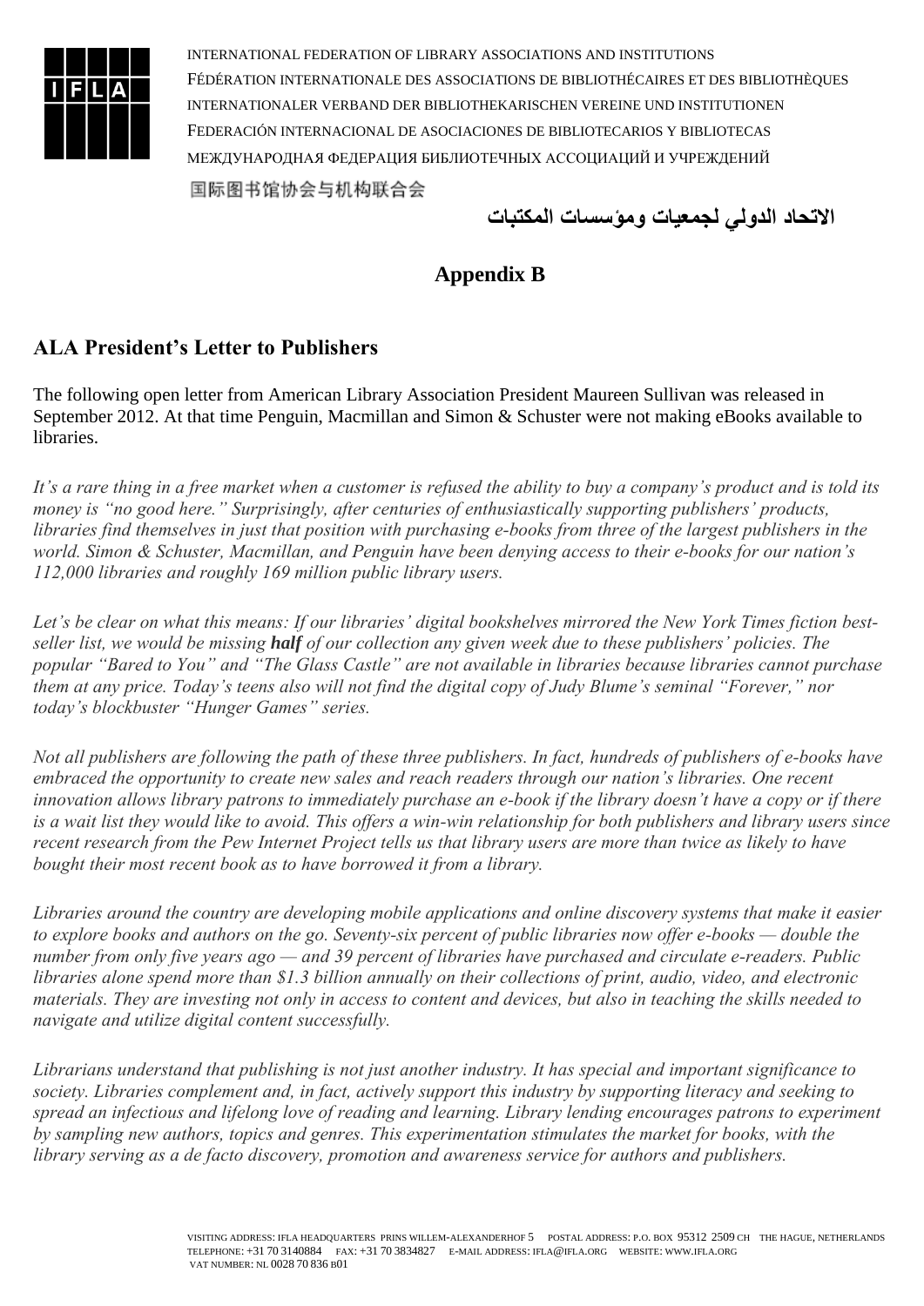# Appendix B

## ALA President's Letter to Publishers

The following open letter from American Library Association President Maureen Sullivan was released in September 2012. At that time Penguin, Macmillan and Simon & Schuster were not making eBooks available to libraries.

*It's a rare thing in a free market when a customer is refused the ability to buy a company's product and is told its money is "no good here." Surprisingly, after centuries of enthusiastically supporting publishers' products, libraries find themselves in just that position with purchasing e-books from three of the largest publishers in the world. Simon & Schuster, Macmillan, and Penguin have been denying access to their e-books for our nation's 112,000 libraries and roughly 169 million public library users.*

*Let's be clear on what this means: If our libraries' digital bookshelves mirrored the New York Times fiction best-seller list, we would be missing **half** of our collection any given week due to these publishers' policies. The popular "Bared to You" and "The Glass Castle" are not available in libraries because libraries cannot purchase them at any price. Today's teens also will not find the digital copy of Judy Blume's seminal "Forever," nor today's blockbuster "Hunger Games" series.*

*Not all publishers are following the path of these three publishers. In fact, hundreds of publishers of e-books have embraced the opportunity to create new sales and reach readers through our nation's libraries. One recent innovation allows library patrons to immediately purchase an e-book if the library doesn't have a copy or if there is a wait list they would like to avoid. This offers a win-win relationship for both publishers and library users since recent research from the Pew Internet Project tells us that library users are more than twice as likely to have bought their most recent book as to have borrowed it from a library.*

*Libraries around the country are developing mobile applications and online discovery systems that make it easier to explore books and authors on the go. Seventy-six percent of public libraries now offer e-books — double the number from only five years ago — and 39 percent of libraries have purchased and circulate e-readers. Public libraries alone spend more than $1.3 billion annually on their collections of print, audio, video, and electronic materials. They are investing not only in access to content and devices, but also in teaching the skills needed to navigate and utilize digital content successfully.*

*Librarians understand that publishing is not just another industry. It has special and important significance to society. Libraries complement and, in fact, actively support this industry by supporting literacy and seeking to spread an infectious and lifelong love of reading and learning. Library lending encourages patrons to experiment by sampling new authors, topics and genres. This experimentation stimulates the market for books, with the library serving as a de facto discovery, promotion and awareness service for authors and publishers.*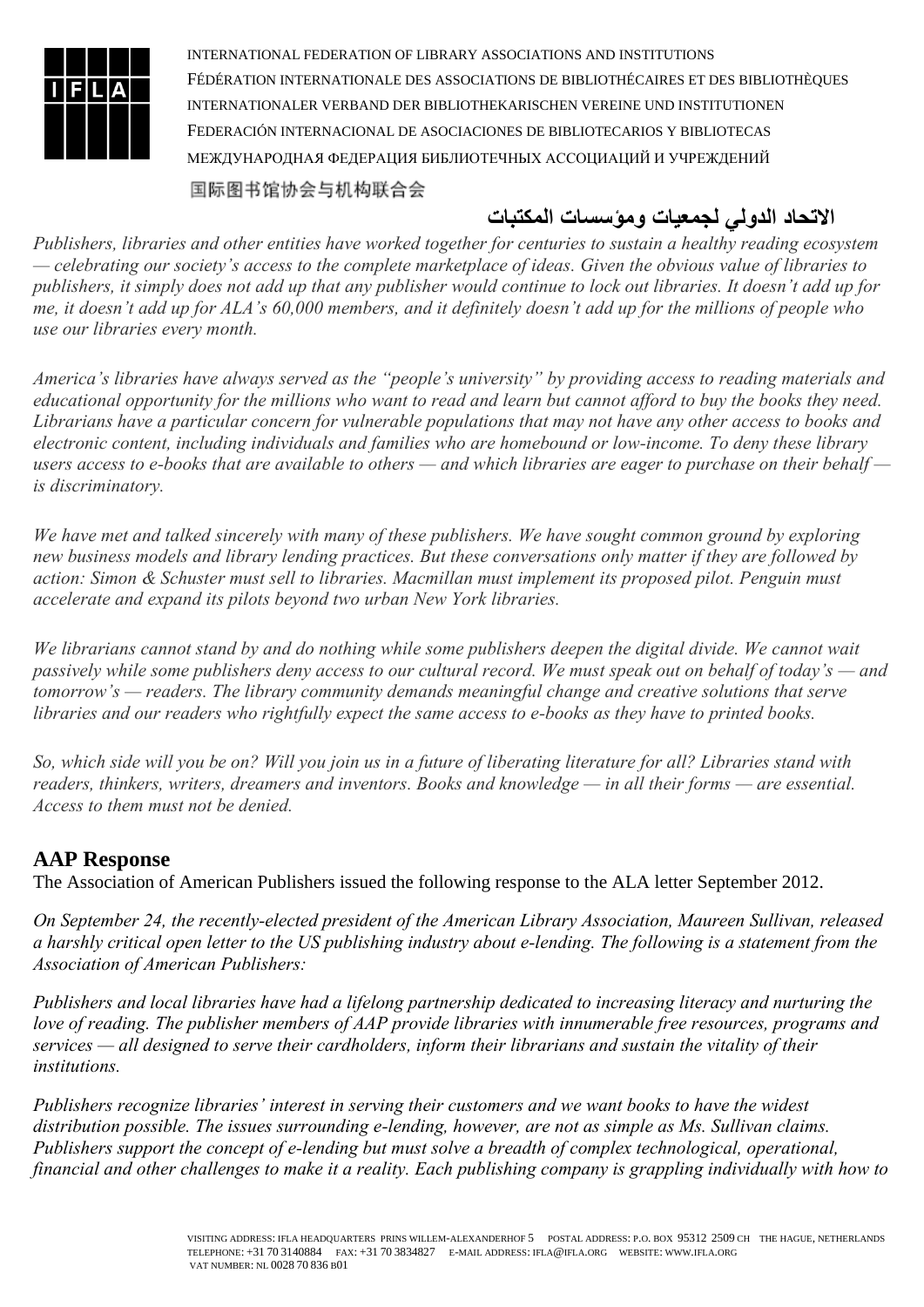*Publishers, libraries and other entities have worked together for centuries to sustain a healthy reading ecosystem — celebrating our society's access to the complete marketplace of ideas. Given the obvious value of libraries to publishers, it simply does not add up that any publisher would continue to lock out libraries. It doesn't add up for me, it doesn't add up for ALA's 60,000 members, and it definitely doesn't add up for the millions of people who use our libraries every month.*

*America's libraries have always served as the "people's university" by providing access to reading materials and educational opportunity for the millions who want to read and learn but cannot afford to buy the books they need. Librarians have a particular concern for vulnerable populations that may not have any other access to books and electronic content, including individuals and families who are homebound or low-income. To deny these library users access to e-books that are available to others — and which libraries are eager to purchase on their behalf — is discriminatory.*

*We have met and talked sincerely with many of these publishers. We have sought common ground by exploring new business models and library lending practices. But these conversations only matter if they are followed by action: Simon & Schuster must sell to libraries. Macmillan must implement its proposed pilot. Penguin must accelerate and expand its pilots beyond two urban New York libraries.*

*We librarians cannot stand by and do nothing while some publishers deepen the digital divide. We cannot wait passively while some publishers deny access to our cultural record. We must speak out on behalf of today's — and tomorrow's — readers. The library community demands meaningful change and creative solutions that serve libraries and our readers who rightfully expect the same access to e-books as they have to printed books.*

*So, which side will you be on? Will you join us in a future of liberating literature for all? Libraries stand with readers, thinkers, writers, dreamers and inventors. Books and knowledge — in all their forms — are essential. Access to them must not be denied.*

## AAP Response

The Association of American Publishers issued the following response to the ALA letter September 2012.

*On September 24, the recently-elected president of the American Library Association, Maureen Sullivan, released a harshly critical open letter to the US publishing industry about e-lending. The following is a statement from the Association of American Publishers:*

*Publishers and local libraries have had a lifelong partnership dedicated to increasing literacy and nurturing the love of reading. The publisher members of AAP provide libraries with innumerable free resources, programs and services — all designed to serve their cardholders, inform their librarians and sustain the vitality of their institutions.*

*Publishers recognize libraries' interest in serving their customers and we want books to have the widest distribution possible. The issues surrounding e-lending, however, are not as simple as Ms. Sullivan claims. Publishers support the concept of e-lending but must solve a breadth of complex technological, operational, financial and other challenges to make it a reality. Each publishing company is grappling individually with how to*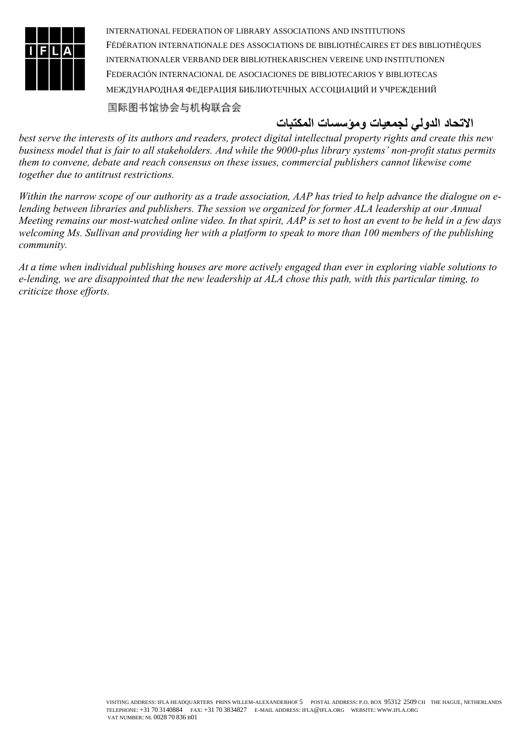*best serve the interests of its authors and readers, protect digital intellectual property rights and create this new business model that is fair to all stakeholders. And while the 9000-plus library systems' non-profit status permits them to convene, debate and reach consensus on these issues, commercial publishers cannot likewise come together due to antitrust restrictions.*

*Within the narrow scope of our authority as a trade association, AAP has tried to help advance the dialogue on e-lending between libraries and publishers. The session we organized for former ALA leadership at our Annual Meeting remains our most-watched online video. In that spirit, AAP is set to host an event to be held in a few days welcoming Ms. Sullivan and providing her with a platform to speak to more than 100 members of the publishing community.*

*At a time when individual publishing houses are more actively engaged than ever in exploring viable solutions to e-lending, we are disappointed that the new leadership at ALA chose this path, with this particular timing, to criticize those efforts.*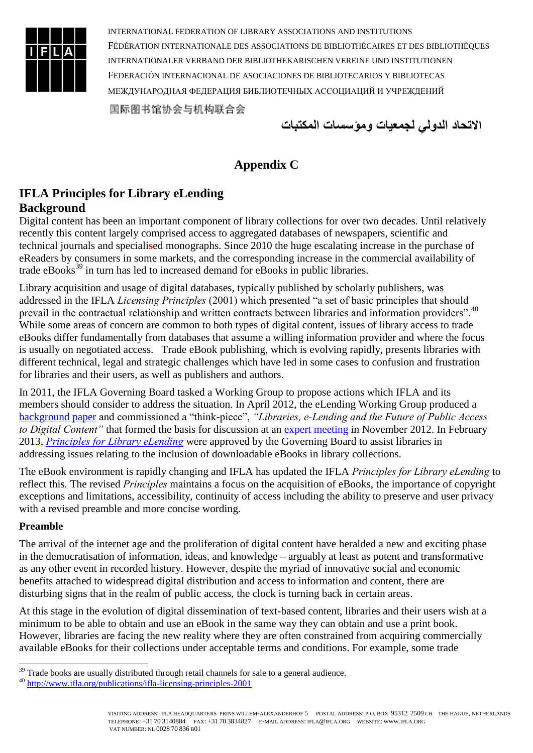INTERNATIONAL FEDERATION OF LIBRARY ASSOCIATIONS AND INSTITUTIONS
FÉDÉRATION INTERNATIONALE DES ASSOCIATIONS DE BIBLIOTHÉCAIRES ET DES BIBLIOTHÈQUES
INTERNATIONALER VERBAND DER BIBLIOTHEKARISCHEN VEREINE UND INSTITUTIONEN
FEDERACIÓN INTERNACIONAL DE ASOCIACIONES DE BIBLIOTECARIOS Y BIBLIOTECAS
МЕЖДУНАРОДНАЯ ФЕДЕРАЦИЯ БИБЛИОТЕЧНЫХ АССОЦИАЦИЙ И УЧРЕЖДЕНИЙ
国际图书馆协会与机构联合会
الاتحاد الدولي لجمعيات ومؤسسات المكتبات

# Appendix C

## IFLA Principles for Library eLending

## Background

Digital content has been an important component of library collections for over two decades. Until relatively recently this content largely comprised access to aggregated databases of newspapers, scientific and technical journals and specialised monographs. Since 2010 the huge escalating increase in the purchase of eReaders by consumers in some markets, and the corresponding increase in the commercial availability of trade eBooks[39] in turn has led to increased demand for eBooks in public libraries.

Library acquisition and usage of digital databases, typically published by scholarly publishers, was addressed in the IFLA *Licensing Principles* (2001) which presented "a set of basic principles that should prevail in the contractual relationship and written contracts between libraries and information providers".[40] While some areas of concern are common to both types of digital content, issues of library access to trade eBooks differ fundamentally from databases that assume a willing information provider and where the focus is usually on negotiated access. Trade eBook publishing, which is evolving rapidly, presents libraries with different technical, legal and strategic challenges which have led in some cases to confusion and frustration for libraries and their users, as well as publishers and authors.

In 2011, the IFLA Governing Board tasked a Working Group to propose actions which IFLA and its members should consider to address the situation. In April 2012, the eLending Working Group produced a background paper and commissioned a "think-piece", *"Libraries, e-Lending and the Future of Public Access to Digital Content"* that formed the basis for discussion at an expert meeting in November 2012. In February 2013, *Principles for Library eLending* were approved by the Governing Board to assist libraries in addressing issues relating to the inclusion of downloadable eBooks in library collections.

The eBook environment is rapidly changing and IFLA has updated the IFLA *Principles for Library eLending* to reflect this. The revised *Principles* maintains a focus on the acquisition of eBooks, the importance of copyright exceptions and limitations, accessibility, continuity of access including the ability to preserve and user privacy with a revised preamble and more concise wording.

### Preamble

The arrival of the internet age and the proliferation of digital content have heralded a new and exciting phase in the democratisation of information, ideas, and knowledge – arguably at least as potent and transformative as any other event in recorded history. However, despite the myriad of innovative social and economic benefits attached to widespread digital distribution and access to information and content, there are disturbing signs that in the realm of public access, the clock is turning back in certain areas.

At this stage in the evolution of digital dissemination of text-based content, libraries and their users wish at a minimum to be able to obtain and use an eBook in the same way they can obtain and use a print book. However, libraries are facing the new reality where they are often constrained from acquiring commercially available eBooks for their collections under acceptable terms and conditions. For example, some trade

[39] Trade books are usually distributed through retail channels for sale to a general audience.

[40] http://www.ifla.org/publications/ifla-licensing-principles-2001

VISITING ADDRESS: IFLA HEADQUARTERS PRINS WILLEM-ALEXANDERHOF 5 POSTAL ADDRESS: P.O. BOX 95312 2509 CH THE HAGUE, NETHERLANDS
TELEPHONE: +31 70 3140884 FAX: +31 70 3834827 E-MAIL ADDRESS: IFLA@IFLA.ORG WEBSITE: WWW.IFLA.ORG
VAT NUMBER: NL 0028 70 836 B01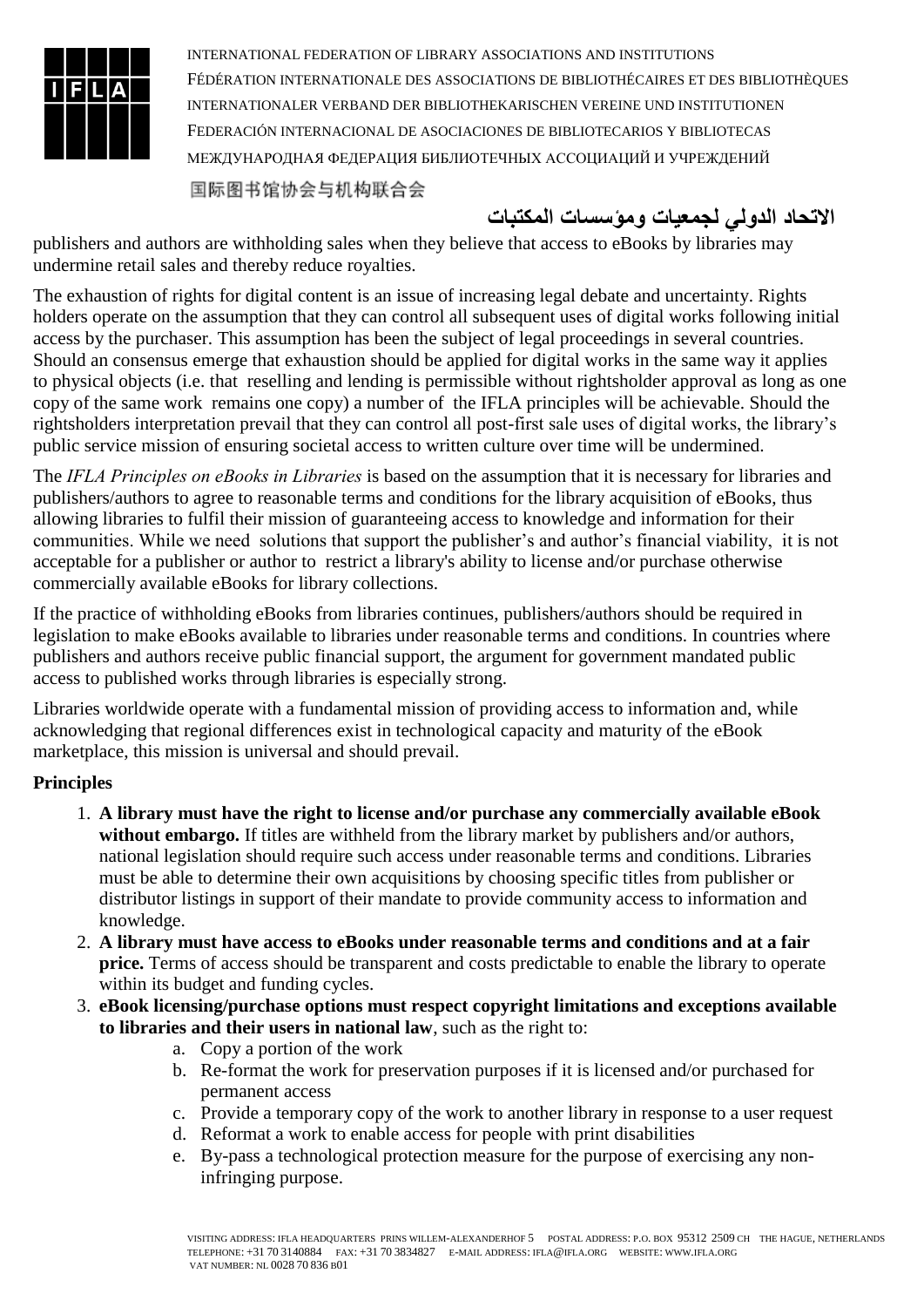publishers and authors are withholding sales when they believe that access to eBooks by libraries may undermine retail sales and thereby reduce royalties.

The exhaustion of rights for digital content is an issue of increasing legal debate and uncertainty. Rights holders operate on the assumption that they can control all subsequent uses of digital works following initial access by the purchaser. This assumption has been the subject of legal proceedings in several countries. Should an consensus emerge that exhaustion should be applied for digital works in the same way it applies to physical objects (i.e. that reselling and lending is permissible without rightsholder approval as long as one copy of the same work remains one copy) a number of the IFLA principles will be achievable. Should the rightsholders interpretation prevail that they can control all post-first sale uses of digital works, the library's public service mission of ensuring societal access to written culture over time will be undermined.

The *IFLA Principles on eBooks in Libraries* is based on the assumption that it is necessary for libraries and publishers/authors to agree to reasonable terms and conditions for the library acquisition of eBooks, thus allowing libraries to fulfil their mission of guaranteeing access to knowledge and information for their communities. While we need solutions that support the publisher's and author's financial viability, it is not acceptable for a publisher or author to restrict a library's ability to license and/or purchase otherwise commercially available eBooks for library collections.

If the practice of withholding eBooks from libraries continues, publishers/authors should be required in legislation to make eBooks available to libraries under reasonable terms and conditions. In countries where publishers and authors receive public financial support, the argument for government mandated public access to published works through libraries is especially strong.

Libraries worldwide operate with a fundamental mission of providing access to information and, while acknowledging that regional differences exist in technological capacity and maturity of the eBook marketplace, this mission is universal and should prevail.

**Principles**

1. **A library must have the right to license and/or purchase any commercially available eBook without embargo.** If titles are withheld from the library market by publishers and/or authors, national legislation should require such access under reasonable terms and conditions. Libraries must be able to determine their own acquisitions by choosing specific titles from publisher or distributor listings in support of their mandate to provide community access to information and knowledge.
2. **A library must have access to eBooks under reasonable terms and conditions and at a fair price.** Terms of access should be transparent and costs predictable to enable the library to operate within its budget and funding cycles.
3. **eBook licensing/purchase options must respect copyright limitations and exceptions available to libraries and their users in national law**, such as the right to:
    a. Copy a portion of the work
    b. Re-format the work for preservation purposes if it is licensed and/or purchased for permanent access
    c. Provide a temporary copy of the work to another library in response to a user request
    d. Reformat a work to enable access for people with print disabilities
    e. By-pass a technological protection measure for the purpose of exercising any non-infringing purpose.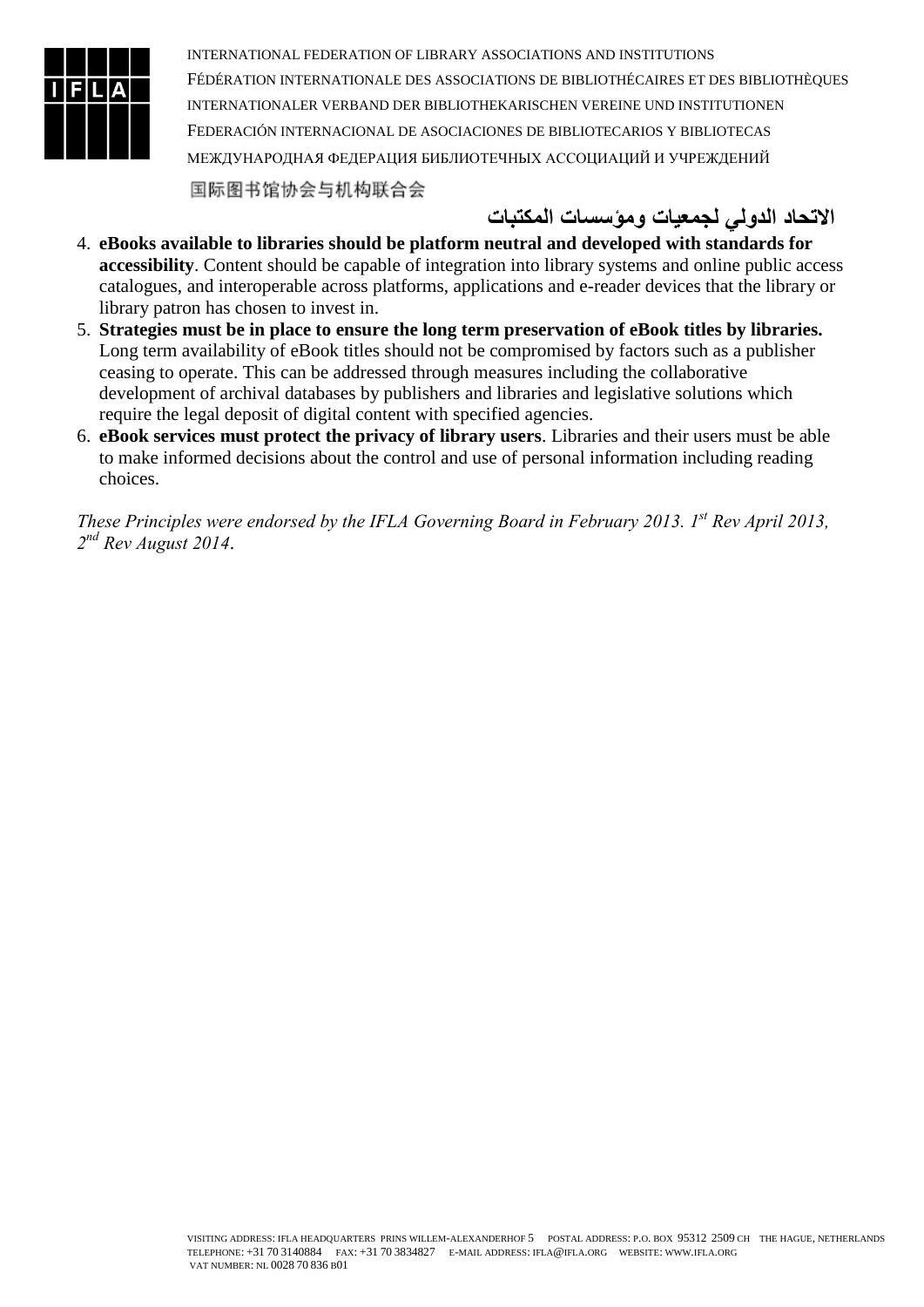4. **eBooks available to libraries should be platform neutral and developed with standards for accessibility**. Content should be capable of integration into library systems and online public access catalogues, and interoperable across platforms, applications and e-reader devices that the library or library patron has chosen to invest in.
5. **Strategies must be in place to ensure the long term preservation of eBook titles by libraries.** Long term availability of eBook titles should not be compromised by factors such as a publisher ceasing to operate. This can be addressed through measures including the collaborative development of archival databases by publishers and libraries and legislative solutions which require the legal deposit of digital content with specified agencies.
6. **eBook services must protect the privacy of library users**. Libraries and their users must be able to make informed decisions about the control and use of personal information including reading choices.

*These Principles were endorsed by the IFLA Governing Board in February 2013. 1st Rev April 2013, 2nd Rev August 2014.*